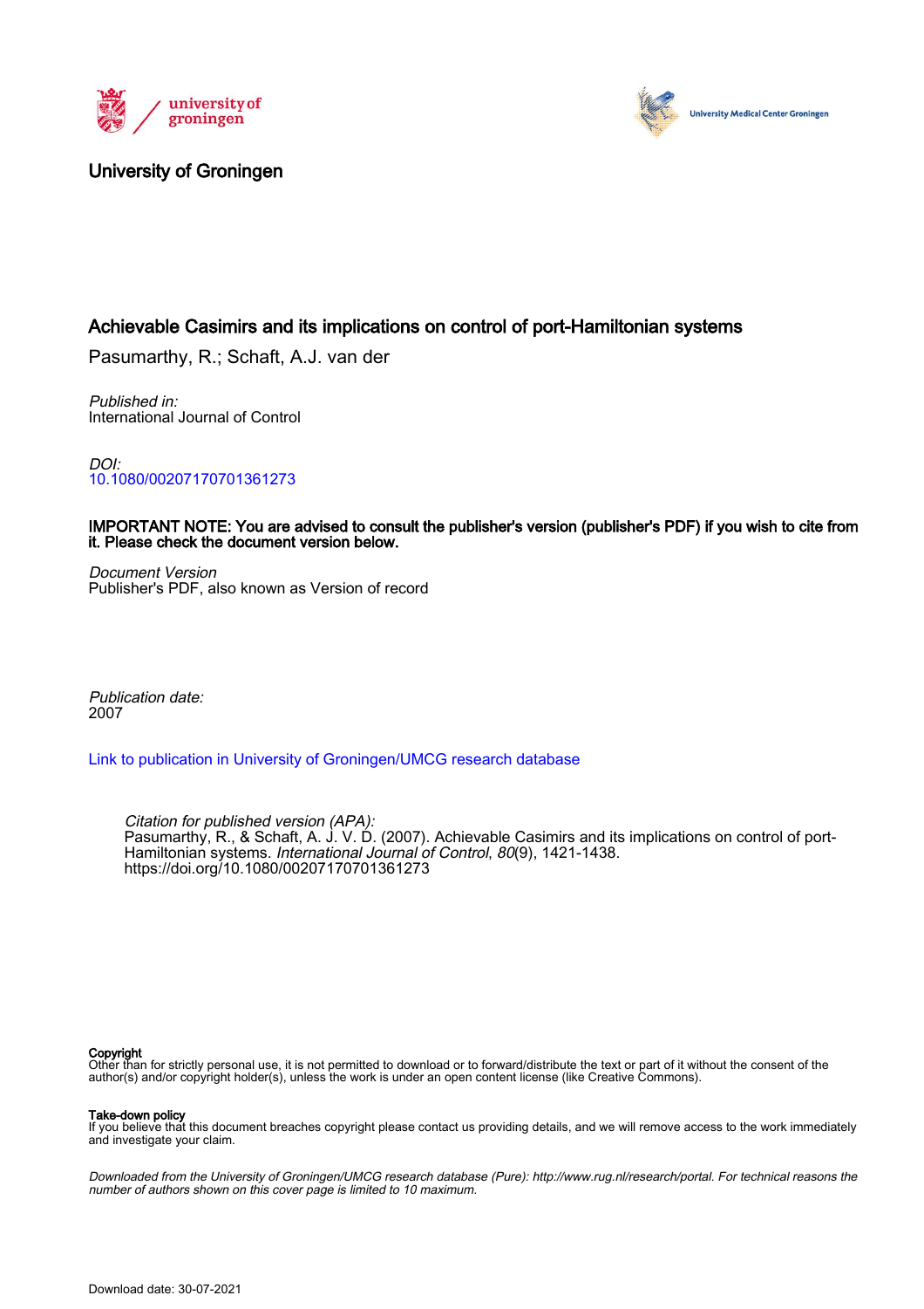University of Groningen

# Achievable Casimirs and its implications on control of port-Hamiltonian systems

Pasumarthy, R.; Schaft, A.J. van der

*Published in:*
International Journal of Control

*DOI:*
10.1080/00207170701361273

**IMPORTANT NOTE: You are advised to consult the publisher's version (publisher's PDF) if you wish to cite from it. Please check the document version below.**

*Document Version*
Publisher's PDF, also known as Version of record

*Publication date:*
2007

Link to publication in University of Groningen/UMCG research database

*Citation for published version (APA):*
Pasumarthy, R., & Schaft, A. J. V. D. (2007). Achievable Casimirs and its implications on control of port-Hamiltonian systems. *International Journal of Control*, *80*(9), 1421-1438. https://doi.org/10.1080/00207170701361273

**Copyright**
Other than for strictly personal use, it is not permitted to download or to forward/distribute the text or part of it without the consent of the author(s) and/or copyright holder(s), unless the work is under an open content license (like Creative Commons).

**Take-down policy**
If you believe that this document breaches copyright please contact us providing details, and we will remove access to the work immediately and investigate your claim.

*Downloaded from the University of Groningen/UMCG research database (Pure): http://www.rug.nl/research/portal. For technical reasons the number of authors shown on this cover page is limited to 10 maximum.*

Download date: 30-07-2021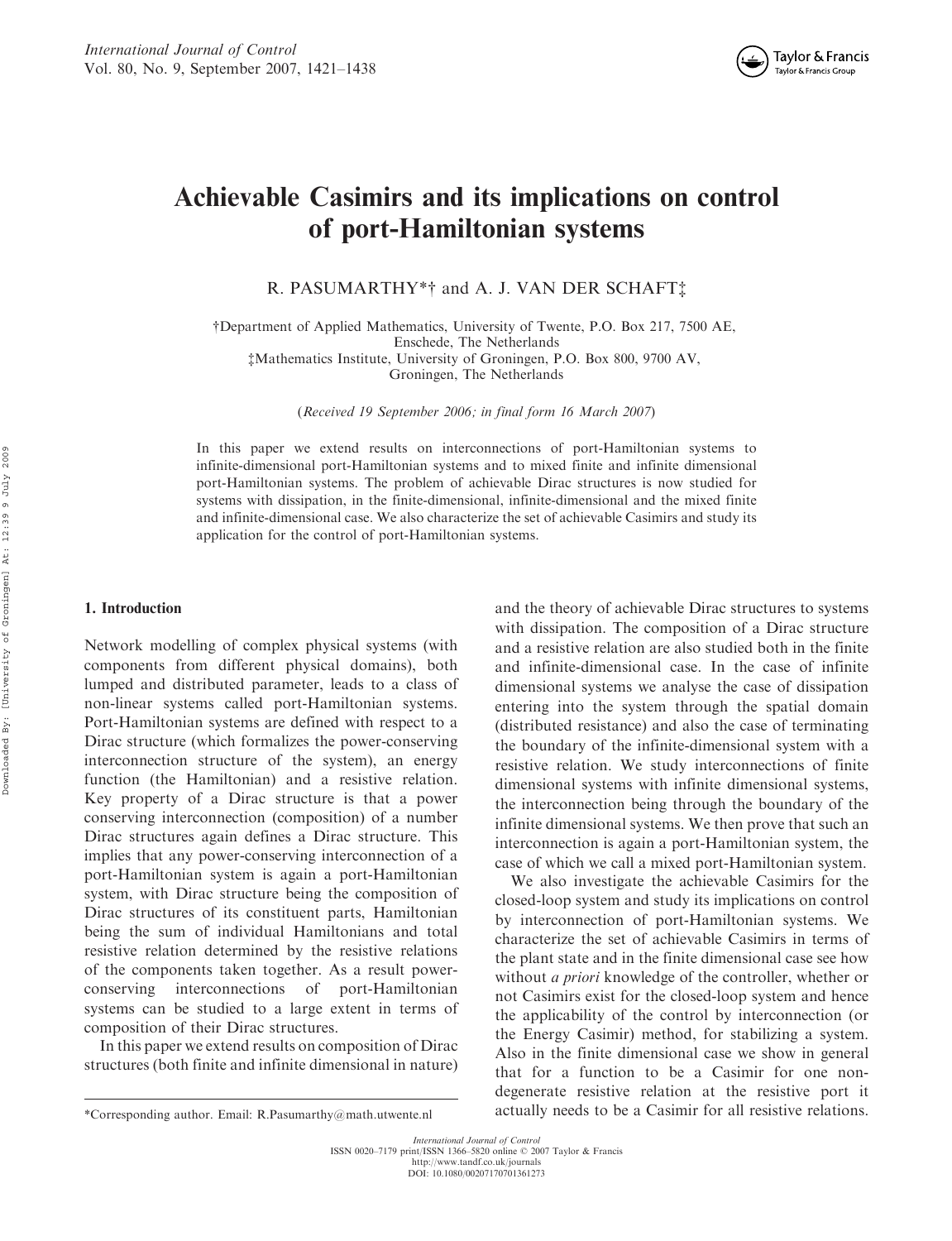# Achievable Casimirs and its implications on control of port-Hamiltonian systems

R. PASUMARTHY*† and A. J. VAN DER SCHAFT‡

†Department of Applied Mathematics, University of Twente, P.O. Box 217, 7500 AE, Enschede, The Netherlands
‡Mathematics Institute, University of Groningen, P.O. Box 800, 9700 AV, Groningen, The Netherlands

(*Received 19 September 2006; in final form 16 March 2007*)

In this paper we extend results on interconnections of port-Hamiltonian systems to infinite-dimensional port-Hamiltonian systems and to mixed finite and infinite dimensional port-Hamiltonian systems. The problem of achievable Dirac structures is now studied for systems with dissipation, in the finite-dimensional, infinite-dimensional and the mixed finite and infinite-dimensional case. We also characterize the set of achievable Casimirs and study its application for the control of port-Hamiltonian systems.

## 1. Introduction

Network modelling of complex physical systems (with components from different physical domains), both lumped and distributed parameter, leads to a class of non-linear systems called port-Hamiltonian systems. Port-Hamiltonian systems are defined with respect to a Dirac structure (which formalizes the power-conserving interconnection structure of the system), an energy function (the Hamiltonian) and a resistive relation. Key property of a Dirac structure is that a power conserving interconnection (composition) of a number Dirac structures again defines a Dirac structure. This implies that any power-conserving interconnection of a port-Hamiltonian system is again a port-Hamiltonian system, with Dirac structure being the composition of Dirac structures of its constituent parts, Hamiltonian being the sum of individual Hamiltonians and total resistive relation determined by the resistive relations of the components taken together. As a result power-conserving interconnections of port-Hamiltonian systems can be studied to a large extent in terms of composition of their Dirac structures.

In this paper we extend results on composition of Dirac structures (both finite and infinite dimensional in nature) and the theory of achievable Dirac structures to systems with dissipation. The composition of a Dirac structure and a resistive relation are also studied both in the finite and infinite-dimensional case. In the case of infinite dimensional systems we analyse the case of dissipation entering into the system through the spatial domain (distributed resistance) and also the case of terminating the boundary of the infinite-dimensional system with a resistive relation. We study interconnections of finite dimensional systems with infinite dimensional systems, the interconnection being through the boundary of the infinite dimensional systems. We then prove that such an interconnection is again a port-Hamiltonian system, the case of which we call a mixed port-Hamiltonian system.

We also investigate the achievable Casimirs for the closed-loop system and study its implications on control by interconnection of port-Hamiltonian systems. We characterize the set of achievable Casimirs in terms of the plant state and in the finite dimensional case see how without *a priori* knowledge of the controller, whether or not Casimirs exist for the closed-loop system and hence the applicability of the control by interconnection (or the Energy Casimir) method, for stabilizing a system. Also in the finite dimensional case we show in general that for a function to be a Casimir for one non-degenerate resistive relation at the resistive port it actually needs to be a Casimir for all resistive relations.

*Corresponding author. Email: R.Pasumarthy@math.utwente.nl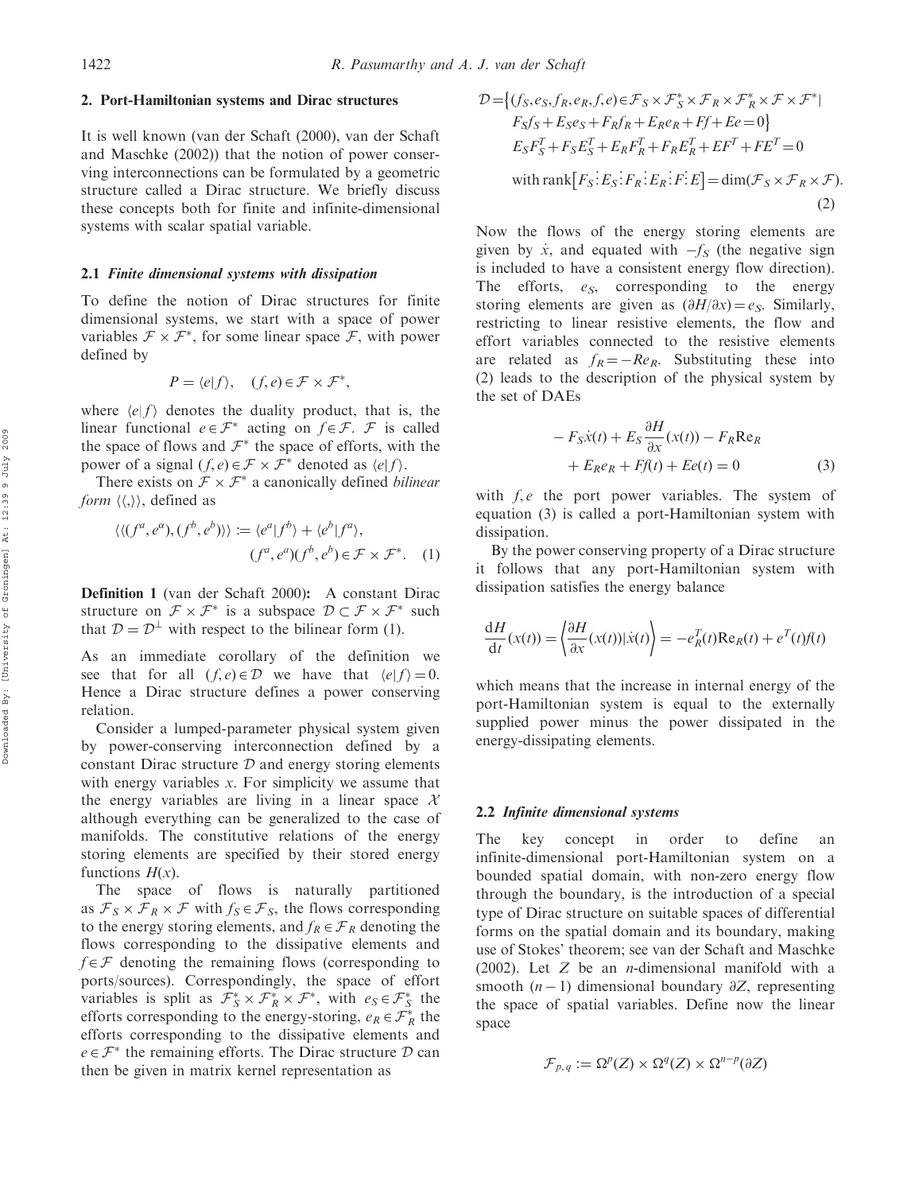## 2. Port-Hamiltonian systems and Dirac structures

It is well known (van der Schaft (2000), van der Schaft and Maschke (2002)) that the notion of power conserving interconnections can be formulated by a geometric structure called a Dirac structure. We briefly discuss these concepts both for finite and infinite-dimensional systems with scalar spatial variable.

### 2.1 *Finite dimensional systems with dissipation*

To define the notion of Dirac structures for finite dimensional systems, we start with a space of power variables $\mathcal{F} \times \mathcal{F}^*$, for some linear space $\mathcal{F}$, with power defined by

$$P = \langle e|f\rangle, \quad (f, e) \in \mathcal{F} \times \mathcal{F}^*,$$

where $\langle e|f\rangle$ denotes the duality product, that is, the linear functional $e \in \mathcal{F}^*$ acting on $f \in \mathcal{F}$. $\mathcal{F}$ is called the space of flows and $\mathcal{F}^*$ the space of efforts, with the power of a signal $(f, e) \in \mathcal{F} \times \mathcal{F}^*$ denoted as $\langle e|f\rangle$.

There exists on $\mathcal{F} \times \mathcal{F}^*$ a canonically defined *bilinear form* $\langle\langle,\rangle\rangle$, defined as

$$\langle\langle (f^a, e^a), (f^b, e^b)\rangle\rangle := \langle e^a|f^b\rangle + \langle e^b|f^a\rangle, \qquad (f^a, e^a)(f^b, e^b) \in \mathcal{F} \times \mathcal{F}^*. \quad (1)$$

**Definition 1** (van der Schaft 2000): A constant Dirac structure on $\mathcal{F} \times \mathcal{F}^*$ is a subspace $\mathcal{D} \subset \mathcal{F} \times \mathcal{F}^*$ such that $\mathcal{D} = \mathcal{D}^{\perp}$ with respect to the bilinear form (1).

As an immediate corollary of the definition we see that for all $(f, e) \in \mathcal{D}$ we have that $\langle e|f\rangle = 0$. Hence a Dirac structure defines a power conserving relation.

Consider a lumped-parameter physical system given by power-conserving interconnection defined by a constant Dirac structure $\mathcal{D}$ and energy storing elements with energy variables $x$. For simplicity we assume that the energy variables are living in a linear space $\mathcal{X}$ although everything can be generalized to the case of manifolds. The constitutive relations of the energy storing elements are specified by their stored energy functions $H(x)$.

The space of flows is naturally partitioned as $\mathcal{F}_S \times \mathcal{F}_R \times \mathcal{F}$ with $f_S \in \mathcal{F}_S$, the flows corresponding to the energy storing elements, and $f_R \in \mathcal{F}_R$ denoting the flows corresponding to the dissipative elements and $f \in \mathcal{F}$ denoting the remaining flows (corresponding to ports/sources). Correspondingly, the space of effort variables is split as $\mathcal{F}_S^* \times \mathcal{F}_R^* \times \mathcal{F}^*$, with $e_S \in \mathcal{F}_S^*$ the efforts corresponding to the energy-storing, $e_R \in \mathcal{F}_R^*$ the efforts corresponding to the dissipative elements and $e \in \mathcal{F}^*$ the remaining efforts. The Dirac structure $\mathcal{D}$ can then be given in matrix kernel representation as

$$\begin{aligned}
\mathcal{D} = \big\{ &(f_S, e_S, f_R, e_R, f, e) \in \mathcal{F}_S \times \mathcal{F}_S^* \times \mathcal{F}_R \times \mathcal{F}_R^* \times \mathcal{F} \times \mathcal{F}^* \,| \\
&F_S f_S + E_S e_S + F_R f_R + E_R e_R + Ff + Ee = 0 \big\} \\
&E_S F_S^T + F_S E_S^T + E_R F_R^T + F_R E_R^T + EF^T + FE^T = 0 \\
&\text{with rank}\big[F_S \vdots E_S \vdots F_R \vdots E_R \vdots F \vdots E\big] = \dim(\mathcal{F}_S \times \mathcal{F}_R \times \mathcal{F}).
\end{aligned} \quad (2)$$

Now the flows of the energy storing elements are given by $\dot{x}$, and equated with $-f_S$ (the negative sign is included to have a consistent energy flow direction). The efforts, $e_S$, corresponding to the energy storing elements are given as $(\partial H/\partial x) = e_S$. Similarly, restricting to linear resistive elements, the flow and effort variables connected to the resistive elements are related as $f_R = -Re_R$. Substituting these into (2) leads to the description of the physical system by the set of DAEs

$$-F_S \dot{x}(t) + E_S \frac{\partial H}{\partial x}(x(t)) - F_R \text{Re}_R + E_R e_R + Ff(t) + Ee(t) = 0 \quad (3)$$

with $f, e$ the port power variables. The system of equation (3) is called a port-Hamiltonian system with dissipation.

By the power conserving property of a Dirac structure it follows that any port-Hamiltonian system with dissipation satisfies the energy balance

$$\frac{\text{d}H}{\text{d}t}(x(t)) = \left\langle \frac{\partial H}{\partial x}(x(t)) | \dot{x}(t) \right\rangle = -e_R^T(t) \text{Re}_R(t) + e^T(t) f(t)$$

which means that the increase in internal energy of the port-Hamiltonian system is equal to the externally supplied power minus the power dissipated in the energy-dissipating elements.

### 2.2 *Infinite dimensional systems*

The key concept in order to define an infinite-dimensional port-Hamiltonian system on a bounded spatial domain, with non-zero energy flow through the boundary, is the introduction of a special type of Dirac structure on suitable spaces of differential forms on the spatial domain and its boundary, making use of Stokes' theorem; see van der Schaft and Maschke (2002). Let $Z$ be an $n$-dimensional manifold with a smooth $(n-1)$ dimensional boundary $\partial Z$, representing the space of spatial variables. Define now the linear space

$$\mathcal{F}_{p,q} := \Omega^p(Z) \times \Omega^q(Z) \times \Omega^{n-p}(\partial Z)$$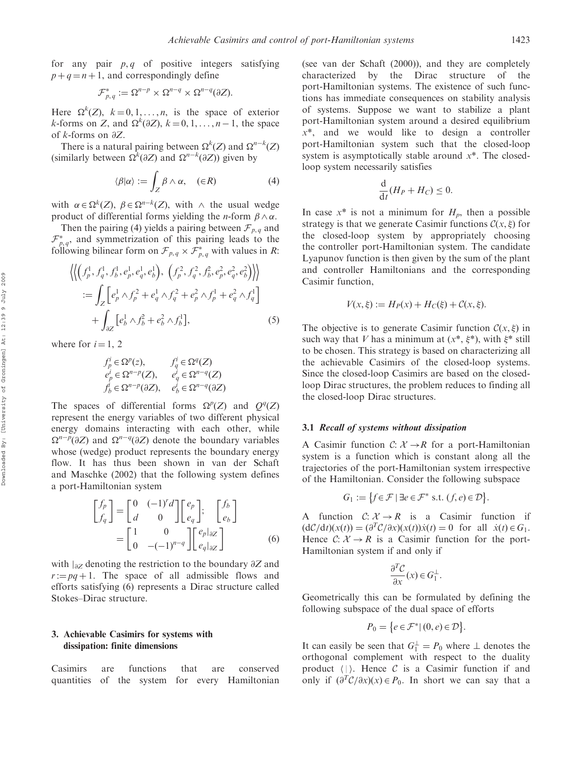for any pair $p, q$ of positive integers satisfying $p+q=n+1$, and correspondingly define

$$\mathcal{F}^*_{p,q} := \Omega^{n-p} \times \Omega^{n-q} \times \Omega^{n-q}(\partial Z).$$

Here $\Omega^k(Z)$, $k=0,1,\ldots,n$, is the space of exterior $k$-forms on $Z$, and $\Omega^k(\partial Z)$, $k=0,1,\ldots,n-1$, the space of $k$-forms on $\partial Z$.

There is a natural pairing between $\Omega^k(Z)$ and $\Omega^{n-k}(Z)$ (similarly between $\Omega^k(\partial Z)$ and $\Omega^{n-k}(\partial Z)$) given by

$$\langle \beta | \alpha \rangle := \int_Z \beta \wedge \alpha, \quad (\in R) \tag{4}$$

with $\alpha \in \Omega^k(Z)$, $\beta \in \Omega^{n-k}(Z)$, with $\wedge$ the usual wedge product of differential forms yielding the $n$-form $\beta \wedge \alpha$.

Then the pairing (4) yields a pairing between $\mathcal{F}_{p,q}$ and $\mathcal{F}^*_{p,q}$, and symmetrization of this pairing leads to the following bilinear form on $\mathcal{F}_{p,q} \times \mathcal{F}^*_{p,q}$ with values in $R$:

$$\begin{aligned}
&\left\langle\!\left\langle \left(f_p^1, f_q^1, f_b^1, e_p^1, e_q^1, e_b^1\right),\ \left(f_p^2, f_q^2, f_b^2, e_p^2, e_q^2, e_b^2\right) \right\rangle\!\right\rangle \\
&:= \int_Z \left[ e_p^1 \wedge f_p^2 + e_q^1 \wedge f_q^2 + e_p^2 \wedge f_p^1 + e_q^2 \wedge f_q^1 \right] \\
&\quad + \int_{\partial Z} \left[ e_b^1 \wedge f_b^2 + e_b^2 \wedge f_b^1 \right],
\end{aligned} \tag{5}$$

where for $i=1, 2$

$$\begin{aligned}
f_p^i &\in \Omega^p(z), & f_q^i &\in \Omega^q(Z) \\
e_p^i &\in \Omega^{n-p}(Z), & e_q^i &\in \Omega^{n-q}(Z) \\
f_b^i &\in \Omega^{n-p}(\partial Z), & e_b^i &\in \Omega^{n-q}(\partial Z)
\end{aligned}$$

The spaces of differential forms $\Omega^p(Z)$ and $Q^q(Z)$ represent the energy variables of two different physical energy domains interacting with each other, while $\Omega^{n-p}(\partial Z)$ and $\Omega^{n-q}(\partial Z)$ denote the boundary variables whose (wedge) product represents the boundary energy flow. It has thus been shown in van der Schaft and Maschke (2002) that the following system defines a port-Hamiltonian system

$$\begin{aligned}
\begin{bmatrix} f_p \\ f_q \end{bmatrix} &= \begin{bmatrix} 0 & (-1)^r d \\ d & 0 \end{bmatrix} \begin{bmatrix} e_p \\ e_q \end{bmatrix}; \quad \begin{bmatrix} f_b \\ e_b \end{bmatrix} \\
&= \begin{bmatrix} 1 & 0 \\ 0 & -(-1)^{n-q} \end{bmatrix} \begin{bmatrix} e_p|_{\partial Z} \\ e_q|_{\partial Z} \end{bmatrix}
\end{aligned} \tag{6}$$

with $|_{\partial Z}$ denoting the restriction to the boundary $\partial Z$ and $r := pq+1$. The space of all admissible flows and efforts satisfying (6) represents a Dirac structure called Stokes–Dirac structure.

## 3. Achievable Casimirs for systems with dissipation: finite dimensions

Casimirs are functions that are conserved quantities of the system for every Hamiltonian (see van der Schaft (2000)), and they are completely characterized by the Dirac structure of the port-Hamiltonian systems. The existence of such functions has immediate consequences on stability analysis of systems. Suppose we want to stabilize a plant port-Hamiltonian system around a desired equilibrium $x^*$, and we would like to design a controller port-Hamiltonian system such that the closed-loop system is asymptotically stable around $x^*$. The closed-loop system necessarily satisfies

$$\frac{\mathrm{d}}{\mathrm{d}t}(H_P + H_C) \leq 0.$$

In case $x^*$ is not a minimum for $H_p$, then a possible strategy is that we generate Casimir functions $\mathcal{C}(x, \xi)$ for the closed-loop system by appropriately choosing the controller port-Hamiltonian system. The candidate Lyapunov function is then given by the sum of the plant and controller Hamiltonians and the corresponding Casimir function,

$$V(x, \xi) := H_P(x) + H_C(\xi) + \mathcal{C}(x, \xi).$$

The objective is to generate Casimir function $\mathcal{C}(x, \xi)$ in such way that $V$ has a minimum at $(x^*, \xi^*)$, with $\xi^*$ still to be chosen. This strategy is based on characterizing all the achievable Casimirs of the closed-loop systems. Since the closed-loop Casimirs are based on the closed-loop Dirac structures, the problem reduces to finding all the closed-loop Dirac structures.

### 3.1 *Recall of systems without dissipation*

A Casimir function $\mathcal{C}: \mathcal{X} \to R$ for a port-Hamiltonian system is a function which is constant along all the trajectories of the port-Hamiltonian system irrespective of the Hamiltonian. Consider the following subspace

$$G_1 := \{ f \in \mathcal{F} \mid \exists e \in \mathcal{F}^* \text{ s.t. } (f, e) \in \mathcal{D} \}.$$

A function $\mathcal{C}: \mathcal{X} \to R$ is a Casimir function if $(\mathrm{d}\mathcal{C}/\mathrm{d}t)(x(t)) = (\partial^T \mathcal{C}/\partial x)(x(t))\dot{x}(t) = 0$ for all $\dot{x}(t) \in G_1$. Hence $\mathcal{C}: \mathcal{X} \to R$ is a Casimir function for the port-Hamiltonian system if and only if

$$\frac{\partial^T \mathcal{C}}{\partial x}(x) \in G_1^{\perp}.$$

Geometrically this can be formulated by defining the following subspace of the dual space of efforts

$$P_0 = \{ e \in \mathcal{F}^* \mid (0, e) \in \mathcal{D} \}.$$

It can easily be seen that $G_1^{\perp} = P_0$ where $\perp$ denotes the orthogonal complement with respect to the duality product $\langle \, | \, \rangle$. Hence $\mathcal{C}$ is a Casimir function if and only if $(\partial^T \mathcal{C}/\partial x)(x) \in P_0$. In short we can say that a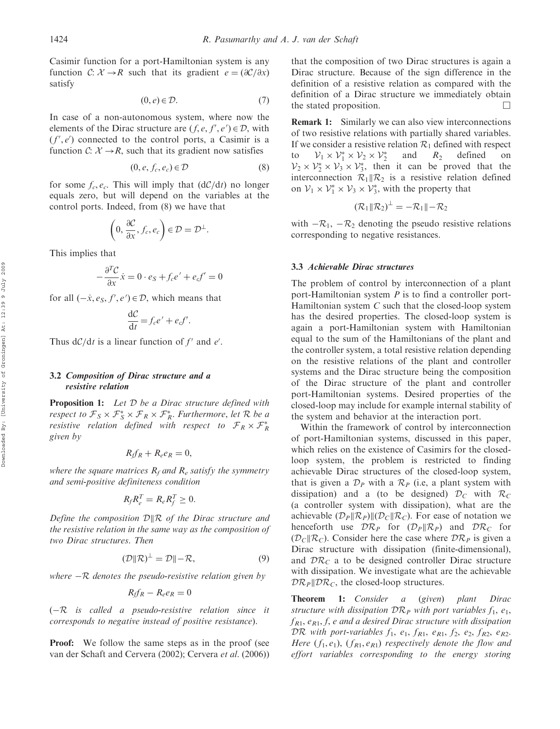Casimir function for a port-Hamiltonian system is any function $\mathcal{C}: \mathcal{X} \to R$ such that its gradient $e = (\partial \mathcal{C}/\partial x)$ satisfy

$$(0, e) \in \mathcal{D}. \tag{7}$$

In case of a non-autonomous system, where now the elements of the Dirac structure are $(f, e, f', e') \in \mathcal{D}$, with $(f', e')$ connected to the control ports, a Casimir is a function $\mathcal{C}: \mathcal{X} \to R$, such that its gradient now satisfies

$$(0, e, f_c, e_c) \in \mathcal{D} \tag{8}$$

for some $f_c, e_c$. This will imply that $(\mathrm{d}\mathcal{C}/\mathrm{d}t)$ no longer equals zero, but will depend on the variables at the control ports. Indeed, from (8) we have that

$$\left(0, \frac{\partial \mathcal{C}}{\partial x}, f_c, e_c\right) \in \mathcal{D} = \mathcal{D}^{\perp}.$$

This implies that

$$-\frac{\partial^T \mathcal{C}}{\partial x}\dot{x} = 0 \cdot e_S + f_c e' + e_c f' = 0$$

for all $(-\dot{x}, e_S, f', e') \in \mathcal{D}$, which means that

$$\frac{\mathrm{d}\mathcal{C}}{\mathrm{d}t} = f_c e' + e_c f'.$$

Thus $\mathrm{d}\mathcal{C}/\mathrm{d}t$ is a linear function of $f'$ and $e'$.

### 3.2 *Composition of Dirac structure and a resistive relation*

**Proposition 1:** *Let $\mathcal{D}$ be a Dirac structure defined with respect to $\mathcal{F}_S \times \mathcal{F}_S^* \times \mathcal{F}_R \times \mathcal{F}_R^*$. Furthermore, let $\mathcal{R}$ be a resistive relation defined with respect to $\mathcal{F}_R \times \mathcal{F}_R^*$ given by*

$$R_f f_R + R_e e_R = 0,$$

*where the square matrices $R_f$ and $R_e$ satisfy the symmetry and semi-positive definiteness condition*

$$R_f R_e^T = R_e R_f^T \geq 0.$$

*Define the composition $\mathcal{D} \| \mathcal{R}$ of the Dirac structure and the resistive relation in the same way as the composition of two Dirac structures. Then*

$$(\mathcal{D} \| \mathcal{R})^{\perp} = \mathcal{D} \| {-\mathcal{R}}, \tag{9}$$

*where $-\mathcal{R}$ denotes the pseudo-resistive relation given by*

$$R_f f_R - R_e e_R = 0$$

*($-\mathcal{R}$ is called a pseudo-resistive relation since it corresponds to negative instead of positive resistance).*

**Proof:** We follow the same steps as in the proof (see van der Schaft and Cervera (2002); Cervera *et al*. (2006)) that the composition of two Dirac structures is again a Dirac structure. Because of the sign difference in the definition of a resistive relation as compared with the definition of a Dirac structure we immediately obtain the stated proposition. □

**Remark 1:** Similarly we can also view interconnections of two resistive relations with partially shared variables. If we consider a resistive relation $\mathcal{R}_1$ defined with respect to $\mathcal{V}_1 \times \mathcal{V}_1^* \times \mathcal{V}_2 \times \mathcal{V}_2^*$ and $R_2$ defined on $\mathcal{V}_2 \times \mathcal{V}_2^* \times \mathcal{V}_3 \times \mathcal{V}_3^*$, then it can be proved that the interconnection $\mathcal{R}_1 \| \mathcal{R}_2$ is a resistive relation defined on $\mathcal{V}_1 \times \mathcal{V}_1^* \times \mathcal{V}_3 \times \mathcal{V}_3^*$, with the property that

$$(\mathcal{R}_1 \| \mathcal{R}_2)^{\perp} = -\mathcal{R}_1 \| {-\mathcal{R}_2}$$

with $-\mathcal{R}_1$, $-\mathcal{R}_2$ denoting the pseudo resistive relations corresponding to negative resistances.

### 3.3 *Achievable Dirac structures*

The problem of control by interconnection of a plant port-Hamiltonian system $P$ is to find a controller port-Hamiltonian system $C$ such that the closed-loop system has the desired properties. The closed-loop system is again a port-Hamiltonian system with Hamiltonian equal to the sum of the Hamiltonians of the plant and the controller system, a total resistive relation depending on the resistive relations of the plant and controller systems and the Dirac structure being the composition of the Dirac structure of the plant and controller port-Hamiltonian systems. Desired properties of the closed-loop may include for example internal stability of the system and behavior at the interaction port.

Within the framework of control by interconnection of port-Hamiltonian systems, discussed in this paper, which relies on the existence of Casimirs for the closed-loop system, the problem is restricted to finding achievable Dirac structures of the closed-loop system, that is given a $\mathcal{D}_P$ with a $\mathcal{R}_P$ (i.e, a plant system with dissipation) and a (to be designed) $\mathcal{D}_C$ with $\mathcal{R}_C$ (a controller system with dissipation), what are the achievable $(\mathcal{D}_P \| \mathcal{R}_P) \| (\mathcal{D}_C \| \mathcal{R}_C)$. For ease of notation we henceforth use $\mathcal{D}\mathcal{R}_P$ for $(\mathcal{D}_P \| \mathcal{R}_P)$ and $\mathcal{D}\mathcal{R}_C$ for $(\mathcal{D}_C \| \mathcal{R}_C)$. Consider here the case where $\mathcal{D}\mathcal{R}_P$ is given a Dirac structure with dissipation (finite-dimensional), and $\mathcal{D}\mathcal{R}_C$ a to be designed controller Dirac structure with dissipation. We investigate what are the achievable $\mathcal{D}\mathcal{R}_P \| \mathcal{D}\mathcal{R}_C$, the closed-loop structures.

**Theorem 1:** *Consider a (given) plant Dirac structure with dissipation $\mathcal{D}\mathcal{R}_P$ with port variables $f_1$, $e_1$, $f_{R1}$, $e_{R1}$, $f$, $e$ and a desired Dirac structure with dissipation $\mathcal{D}\mathcal{R}$ with port-variables $f_1$, $e_1$, $f_{R1}$, $e_{R1}$, $f_2$, $e_2$, $f_{R2}$, $e_{R2}$. Here $(f_1, e_1)$, $(f_{R1}, e_{R1})$ respectively denote the flow and effort variables corresponding to the energy storing*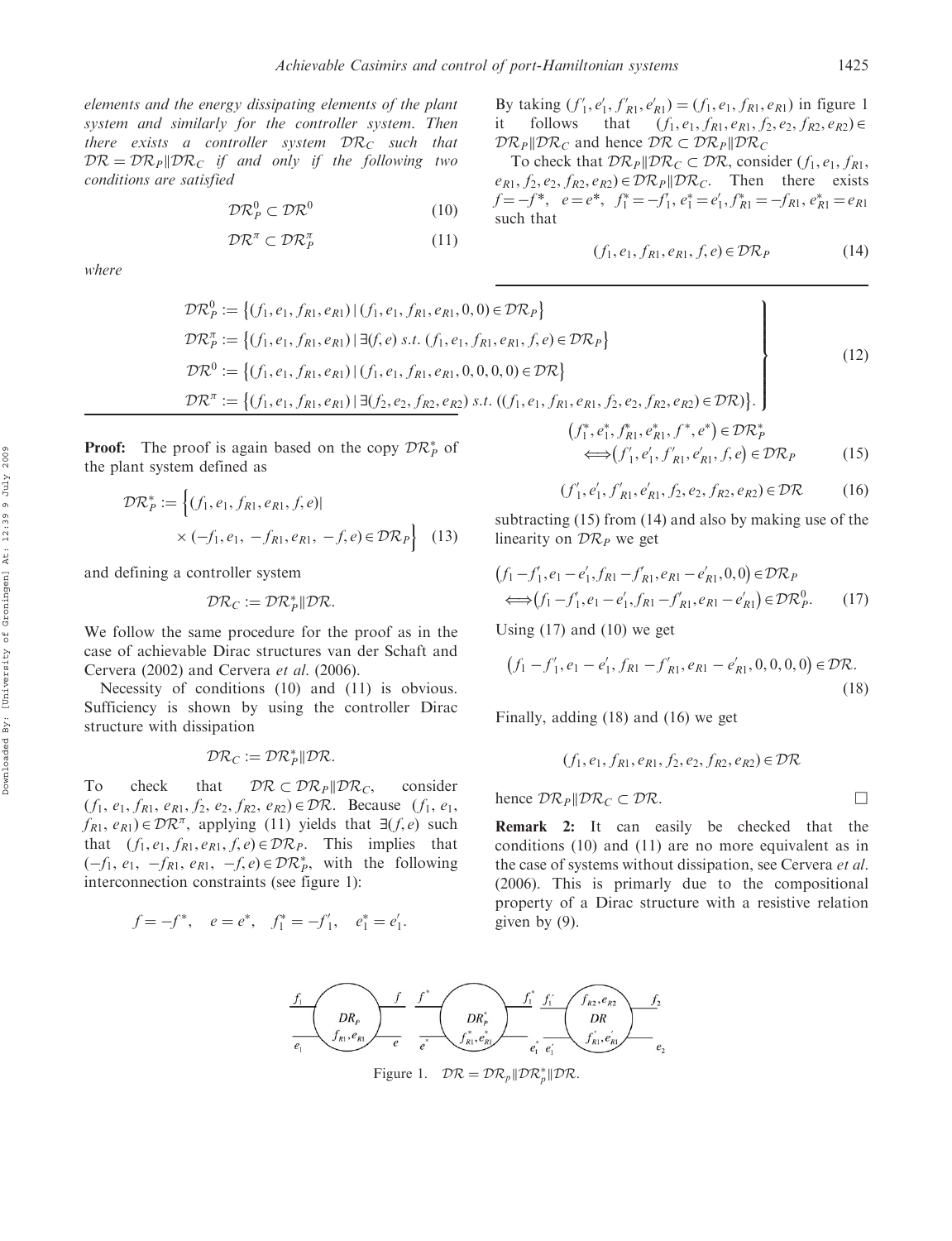*elements and the energy dissipating elements of the plant system and similarly for the controller system. Then there exists a controller system $\mathcal{DR}_C$ such that $\mathcal{DR} = \mathcal{DR}_P \| \mathcal{DR}_C$ if and only if the following two conditions are satisfied*

$$\mathcal{DR}_P^0 \subset \mathcal{DR}^0 \tag{10}$$

$$\mathcal{DR}^\pi \subset \mathcal{DR}_P^\pi \tag{11}$$

*where*

$$\left.\begin{aligned}
\mathcal{DR}_P^0 &:= \{(f_1, e_1, f_{R1}, e_{R1}) \mid (f_1, e_1, f_{R1}, e_{R1}, 0, 0) \in \mathcal{DR}_P\} \\
\mathcal{DR}_P^\pi &:= \{(f_1, e_1, f_{R1}, e_{R1}) \mid \exists (f, e) \text{ s.t. } (f_1, e_1, f_{R1}, e_{R1}, f, e) \in \mathcal{DR}_P\} \\
\mathcal{DR}^0 &:= \{(f_1, e_1, f_{R1}, e_{R1}) \mid (f_1, e_1, f_{R1}, e_{R1}, 0, 0, 0, 0) \in \mathcal{DR}\} \\
\mathcal{DR}^\pi &:= \{(f_1, e_1, f_{R1}, e_{R1}) \mid \exists (f_2, e_2, f_{R2}, e_{R2}) \text{ s.t. } ((f_1, e_1, f_{R1}, e_{R1}, f_2, e_2, f_{R2}, e_{R2}) \in \mathcal{DR})\}.
\end{aligned}\right\} \tag{12}$$

**Proof:** The proof is again based on the copy $\mathcal{DR}_P^*$ of the plant system defined as

$$\mathcal{DR}_P^* := \Big\{(f_1, e_1, f_{R1}, e_{R1}, f, e) \mid \times (-f_1, e_1, -f_{R1}, e_{R1}, -f, e) \in \mathcal{DR}_P\Big\} \tag{13}$$

and defining a controller system

$$\mathcal{DR}_C := \mathcal{DR}_P^* \| \mathcal{DR}.$$

We follow the same procedure for the proof as in the case of achievable Dirac structures van der Schaft and Cervera (2002) and Cervera *et al.* (2006).

Necessity of conditions (10) and (11) is obvious. Sufficiency is shown by using the controller Dirac structure with dissipation

$$\mathcal{DR}_C := \mathcal{DR}_P^* \| \mathcal{DR}.$$

To check that $\mathcal{DR} \subset \mathcal{DR}_P \| \mathcal{DR}_C$, consider $(f_1, e_1, f_{R1}, e_{R1}, f_2, e_2, f_{R2}, e_{R2}) \in \mathcal{DR}$. Because $(f_1, e_1, f_{R1}, e_{R1}) \in \mathcal{DR}^\pi$, applying (11) yields that $\exists (f, e)$ such that $(f_1, e_1, f_{R1}, e_{R1}, f, e) \in \mathcal{DR}_P$. This implies that $(-f_1, e_1, -f_{R1}, e_{R1}, -f, e) \in \mathcal{DR}_P^*$, with the following interconnection constraints (see figure 1):

$$f = -f^*, \quad e = e^*, \quad f_1^* = -f_1', \quad e_1^* = e_1'.$$

By taking $(f_1', e_1', f_{R1}', e_{R1}') = (f_1, e_1, f_{R1}, e_{R1})$ in figure 1 it follows that $(f_1, e_1, f_{R1}, e_{R1}, f_2, e_2, f_{R2}, e_{R2}) \in \mathcal{DR}_P \| \mathcal{DR}_C$ and hence $\mathcal{DR} \subset \mathcal{DR}_P \| \mathcal{DR}_C$

To check that $\mathcal{DR}_P \| \mathcal{DR}_C \subset \mathcal{DR}$, consider $(f_1, e_1, f_{R1}, e_{R1}, f_2, e_2, f_{R2}, e_{R2}) \in \mathcal{DR}_P \| \mathcal{DR}_C$. Then there exists $f = -f^*$, $e = e^*$, $f_1^* = -f_1'$, $e_1^* = e_1'$, $f_{R1}^* = -f_{R1}$, $e_{R1}^* = e_{R1}$ such that

$$(f_1, e_1, f_{R1}, e_{R1}, f, e) \in \mathcal{DR}_P \tag{14}$$

$$\begin{aligned}
&(f_1^*, e_1^*, f_{R1}^*, e_{R1}^*, f^*, e^*) \in \mathcal{DR}_P^* \\
&\quad \Longleftrightarrow (f_1', e_1', f_{R1}', e_{R1}', f, e) \in \mathcal{DR}_P
\end{aligned} \tag{15}$$

$$(f_1', e_1', f_{R1}', e_{R1}', f_2, e_2, f_{R2}, e_{R2}) \in \mathcal{DR} \tag{16}$$

subtracting (15) from (14) and also by making use of the linearity on $\mathcal{DR}_P$ we get

$$\begin{aligned}
&(f_1 - f_1', e_1 - e_1', f_{R1} - f_{R1}', e_{R1} - e_{R1}', 0, 0) \in \mathcal{DR}_P \\
&\quad \Longleftrightarrow (f_1 - f_1', e_1 - e_1', f_{R1} - f_{R1}', e_{R1} - e_{R1}') \in \mathcal{DR}_P^0.
\end{aligned} \tag{17}$$

Using (17) and (10) we get

$$(f_1 - f_1', e_1 - e_1', f_{R1} - f_{R1}', e_{R1} - e_{R1}', 0, 0, 0, 0) \in \mathcal{DR}. \tag{18}$$

Finally, adding (18) and (16) we get

$$(f_1, e_1, f_{R1}, e_{R1}, f_2, e_2, f_{R2}, e_{R2}) \in \mathcal{DR}$$

hence $\mathcal{DR}_P \| \mathcal{DR}_C \subset \mathcal{DR}$. □

**Remark 2:** It can easily be checked that the conditions (10) and (11) are no more equivalent as in the case of systems without dissipation, see Cervera *et al.* (2006). This is primarily due to the compositional property of a Dirac structure with a resistive relation given by (9).

Figure 1. $\mathcal{DR} = \mathcal{DR}_p \| \mathcal{DR}_p^* \| \mathcal{DR}$.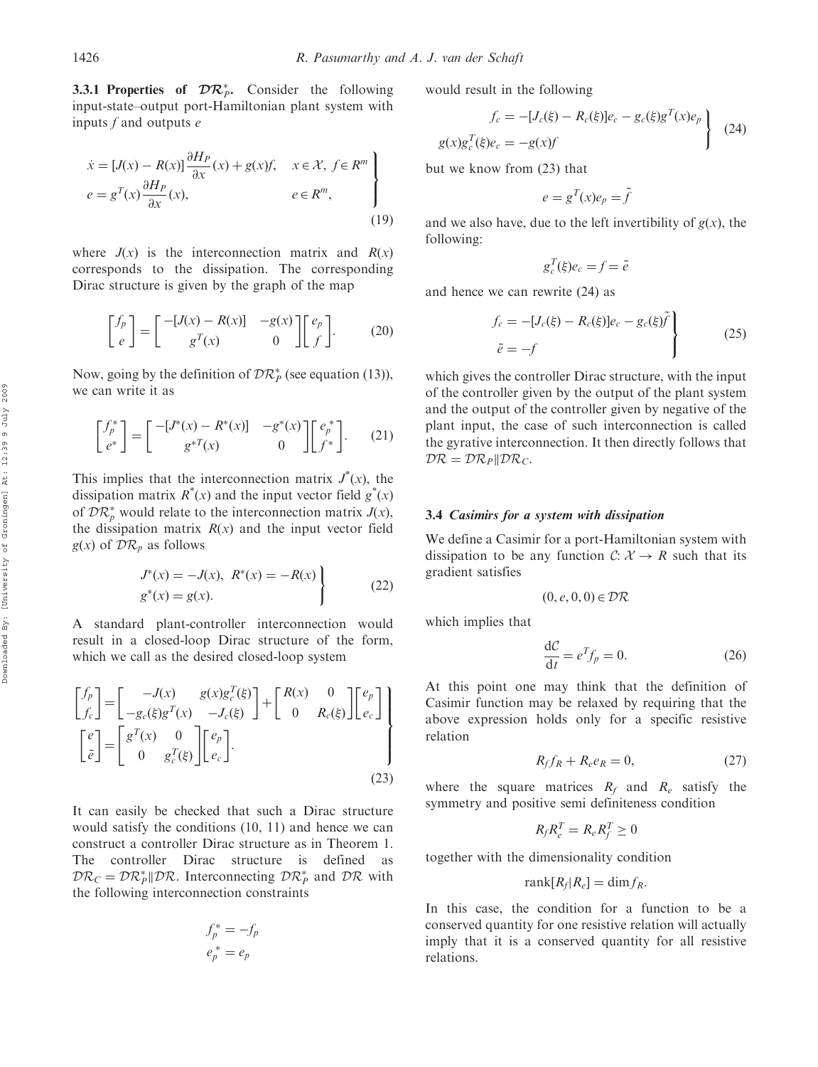**3.3.1 Properties of $\mathcal{DR}_P^*$.** Consider the following input-state–output port-Hamiltonian plant system with inputs $f$ and outputs $e$

$$
\left.\begin{aligned}
\dot{x} &= [J(x) - R(x)]\frac{\partial H_P}{\partial x}(x) + g(x)f, \quad x \in \mathcal{X},\ f \in R^m\\
e &= g^T(x)\frac{\partial H_P}{\partial x}(x), \qquad\qquad\qquad\quad e \in R^m,
\end{aligned}\right\} \tag{19}
$$

where $J(x)$ is the interconnection matrix and $R(x)$ corresponds to the dissipation. The corresponding Dirac structure is given by the graph of the map

$$
\begin{bmatrix} f_p \\ e \end{bmatrix} = \begin{bmatrix} -[J(x) - R(x)] & -g(x) \\ g^T(x) & 0 \end{bmatrix}\begin{bmatrix} e_p \\ f \end{bmatrix}. \tag{20}
$$

Now, going by the definition of $\mathcal{DR}_P^*$ (see equation (13)), we can write it as

$$
\begin{bmatrix} f_p^* \\ e^* \end{bmatrix} = \begin{bmatrix} -[J^*(x) - R^*(x)] & -g^*(x) \\ g^{*T}(x) & 0 \end{bmatrix}\begin{bmatrix} e_p^* \\ f^* \end{bmatrix}. \tag{21}
$$

This implies that the interconnection matrix $J^*(x)$, the dissipation matrix $R^*(x)$ and the input vector field $g^*(x)$ of $\mathcal{DR}_p^*$ would relate to the interconnection matrix $J(x)$, the dissipation matrix $R(x)$ and the input vector field $g(x)$ of $\mathcal{DR}_p$ as follows

$$
\left.\begin{aligned}
&J^*(x) = -J(x),\ R^*(x) = -R(x)\\
&g^*(x) = g(x).
\end{aligned}\right\} \tag{22}
$$

A standard plant-controller interconnection would result in a closed-loop Dirac structure of the form, which we call as the desired closed-loop system

$$
\left.\begin{aligned}
\begin{bmatrix} f_p \\ f_c \end{bmatrix} &= \begin{bmatrix} -J(x) & g(x)g_c^T(\xi) \\ -g_c(\xi)g^T(x) & -J_c(\xi) \end{bmatrix} + \begin{bmatrix} R(x) & 0 \\ 0 & R_c(\xi) \end{bmatrix}\begin{bmatrix} e_p \\ e_c \end{bmatrix}\\
\begin{bmatrix} e \\ \tilde{e} \end{bmatrix} &= \begin{bmatrix} g^T(x) & 0 \\ 0 & g_c^T(\xi) \end{bmatrix}\begin{bmatrix} e_p \\ e_c \end{bmatrix}.
\end{aligned}\right\} \tag{23}
$$

It can easily be checked that such a Dirac structure would satisfy the conditions (10, 11) and hence we can construct a controller Dirac structure as in Theorem 1. The controller Dirac structure is defined as $\mathcal{DR}_C = \mathcal{DR}_P^* \| \mathcal{DR}$. Interconnecting $\mathcal{DR}_P^*$ and $\mathcal{DR}$ with the following interconnection constraints

$$
\begin{aligned}
f_p^* &= -f_p\\
e_p^* &= e_p
\end{aligned}
$$

would result in the following

$$
\left.\begin{aligned}
f_c &= -[J_c(\xi) - R_c(\xi)]e_c - g_c(\xi)g^T(x)e_p\\
g(x)g_c^T(\xi)e_c &= -g(x)f
\end{aligned}\right\} \tag{24}
$$

but we know from (23) that

$$
e = g^T(x)e_p = \tilde{f}
$$

and we also have, due to the left invertibility of $g(x)$, the following:

$$
g_c^T(\xi)e_c = f = \tilde{e}
$$

and hence we can rewrite (24) as

$$
\left.\begin{aligned}
f_c &= -[J_c(\xi) - R_c(\xi)]e_c - g_c(\xi)\tilde{f}\\
\tilde{e} &= -f
\end{aligned}\right\} \tag{25}
$$

which gives the controller Dirac structure, with the input of the controller given by the output of the plant system and the output of the controller given by negative of the plant input, the case of such interconnection is called the gyrative interconnection. It then directly follows that $\mathcal{DR} = \mathcal{DR}_P \| \mathcal{DR}_C$.

### 3.4 *Casimirs for a system with dissipation*

We define a Casimir for a port-Hamiltonian system with dissipation to be any function $\mathcal{C}: \mathcal{X} \to R$ such that its gradient satisfies

$$
(0, e, 0, 0) \in \mathcal{DR}
$$

which implies that

$$
\frac{\mathrm{d}\mathcal{C}}{\mathrm{d}t} = e^T f_p = 0. \tag{26}
$$

At this point one may think that the definition of Casimir function may be relaxed by requiring that the above expression holds only for a specific resistive relation

$$
R_f f_R + R_e e_R = 0, \tag{27}
$$

where the square matrices $R_f$ and $R_e$ satisfy the symmetry and positive semi definiteness condition

$$
R_f R_e^T = R_e R_f^T \geq 0
$$

together with the dimensionality condition

$$
\operatorname{rank}[R_f | R_e] = \dim f_R.
$$

In this case, the condition for a function to be a conserved quantity for one resistive relation will actually imply that it is a conserved quantity for all resistive relations.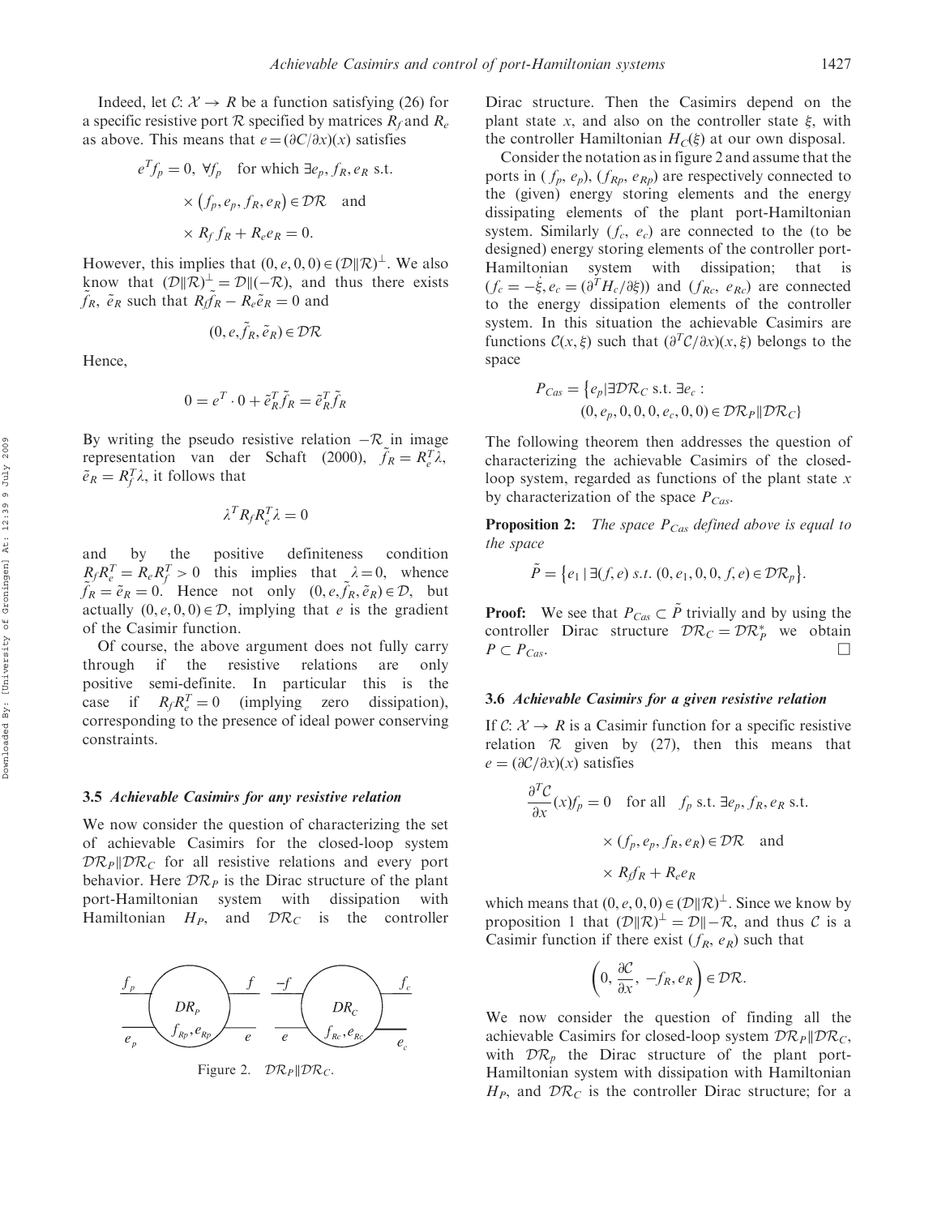Indeed, let $\mathcal{C}: \mathcal{X} \to R$ be a function satisfying (26) for a specific resistive port $\mathcal{R}$ specified by matrices $R_f$ and $R_e$ as above. This means that $e = (\partial C/\partial x)(x)$ satisfies

$$e^T f_p = 0, \ \forall f_p \quad \text{for which } \exists e_p, f_R, e_R \text{ s.t.}$$
$$\times \left(f_p, e_p, f_R, e_R\right) \in \mathcal{DR} \quad \text{and}$$
$$\times \ R_f f_R + R_e e_R = 0.$$

However, this implies that $(0, e, 0, 0) \in (\mathcal{D} \| \mathcal{R})^{\perp}$. We also know that $(\mathcal{D} \| \mathcal{R})^{\perp} = \mathcal{D} \| (-\mathcal{R})$, and thus there exists $\tilde{f}_R$, $\tilde{e}_R$ such that $R_f \tilde{f}_R - R_e \tilde{e}_R = 0$ and

$$(0, e, \tilde{f}_R, \tilde{e}_R) \in \mathcal{DR}$$

Hence,

$$0 = e^T \cdot 0 + \tilde{e}_R^T \tilde{f}_R = \tilde{e}_R^T \tilde{f}_R$$

By writing the pseudo resistive relation $-\mathcal{R}$ in image representation van der Schaft (2000), $\tilde{f}_R = R_e^T \lambda$, $\tilde{e}_R = R_f^T \lambda$, it follows that

$$\lambda^T R_f R_e^T \lambda = 0$$

and by the positive definiteness condition $R_f R_e^T = R_e R_f^T > 0$ this implies that $\lambda = 0$, whence $\tilde{f}_R = \tilde{e}_R = 0$. Hence not only $(0, e, \tilde{f}_R, \tilde{e}_R) \in \mathcal{D}$, but actually $(0, e, 0, 0) \in \mathcal{D}$, implying that $e$ is the gradient of the Casimir function.

Of course, the above argument does not fully carry through if the resistive relations are only positive semi-definite. In particular this is the case if $R_f R_e^T = 0$ (implying zero dissipation), corresponding to the presence of ideal power conserving constraints.

### 3.5 *Achievable Casimirs for any resistive relation*

We now consider the question of characterizing the set of achievable Casimirs for the closed-loop system $\mathcal{DR}_P \| \mathcal{DR}_C$ for all resistive relations and every port behavior. Here $\mathcal{DR}_P$ is the Dirac structure of the plant port-Hamiltonian system with dissipation with Hamiltonian $H_P$, and $\mathcal{DR}_C$ is the controller Dirac structure. Then the Casimirs depend on the plant state $x$, and also on the controller state $\xi$, with the controller Hamiltonian $H_C(\xi)$ at our own disposal.

Figure 2. $\mathcal{DR}_P \| \mathcal{DR}_C$.

Consider the notation as in figure 2 and assume that the ports in $(f_p, e_p)$, $(f_{Rp}, e_{Rp})$ are respectively connected to the (given) energy storing elements and the energy dissipating elements of the plant port-Hamiltonian system. Similarly $(f_c, e_c)$ are connected to the (to be designed) energy storing elements of the controller port-Hamiltonian system with dissipation; that is $(f_c = -\dot{\xi}, e_c = (\partial^T H_c/\partial \xi))$ and $(f_{Rc}, e_{Rc})$ are connected to the energy dissipation elements of the controller system. In this situation the achievable Casimirs are functions $\mathcal{C}(x, \xi)$ such that $(\partial^T \mathcal{C}/\partial x)(x, \xi)$ belongs to the space

$$P_{Cas} = \{e_p | \exists \mathcal{DR}_C \text{ s.t. } \exists e_c : (0, e_p, 0, 0, 0, e_c, 0, 0) \in \mathcal{DR}_P \| \mathcal{DR}_C\}$$

The following theorem then addresses the question of characterizing the achievable Casimirs of the closed-loop system, regarded as functions of the plant state $x$ by characterization of the space $P_{Cas}$.

**Proposition 2:** *The space $P_{Cas}$ defined above is equal to the space*

$$\tilde{P} = \{e_1 \,|\, \exists (f, e) \ s.t. \ (0, e_1, 0, 0, f, e) \in \mathcal{DR}_p\}.$$

**Proof:** We see that $P_{Cas} \subset \tilde{P}$ trivially and by using the controller Dirac structure $\mathcal{DR}_C = \mathcal{DR}_P^*$ we obtain $P \subset P_{Cas}$. □

### 3.6 *Achievable Casimirs for a given resistive relation*

If $\mathcal{C}: \mathcal{X} \to R$ is a Casimir function for a specific resistive relation $\mathcal{R}$ given by (27), then this means that $e = (\partial \mathcal{C}/\partial x)(x)$ satisfies

$$\frac{\partial^T \mathcal{C}}{\partial x}(x) f_p = 0 \quad \text{for all} \quad f_p \text{ s.t. } \exists e_p, f_R, e_R \text{ s.t.}$$
$$\times \ (f_p, e_p, f_R, e_R) \in \mathcal{DR} \quad \text{and}$$
$$\times \ R_f f_R + R_e e_R$$

which means that $(0, e, 0, 0) \in (\mathcal{D} \| \mathcal{R})^{\perp}$. Since we know by proposition 1 that $(\mathcal{D} \| \mathcal{R})^{\perp} = \mathcal{D} \| -\mathcal{R}$, and thus $\mathcal{C}$ is a Casimir function if there exist $(f_R, e_R)$ such that

$$\left(0, \frac{\partial \mathcal{C}}{\partial x}, -f_R, e_R\right) \in \mathcal{DR}.$$

We now consider the question of finding all the achievable Casimirs for closed-loop system $\mathcal{DR}_P \| \mathcal{DR}_C$, with $\mathcal{DR}_p$ the Dirac structure of the plant port-Hamiltonian system with dissipation with Hamiltonian $H_P$, and $\mathcal{DR}_C$ is the controller Dirac structure; for a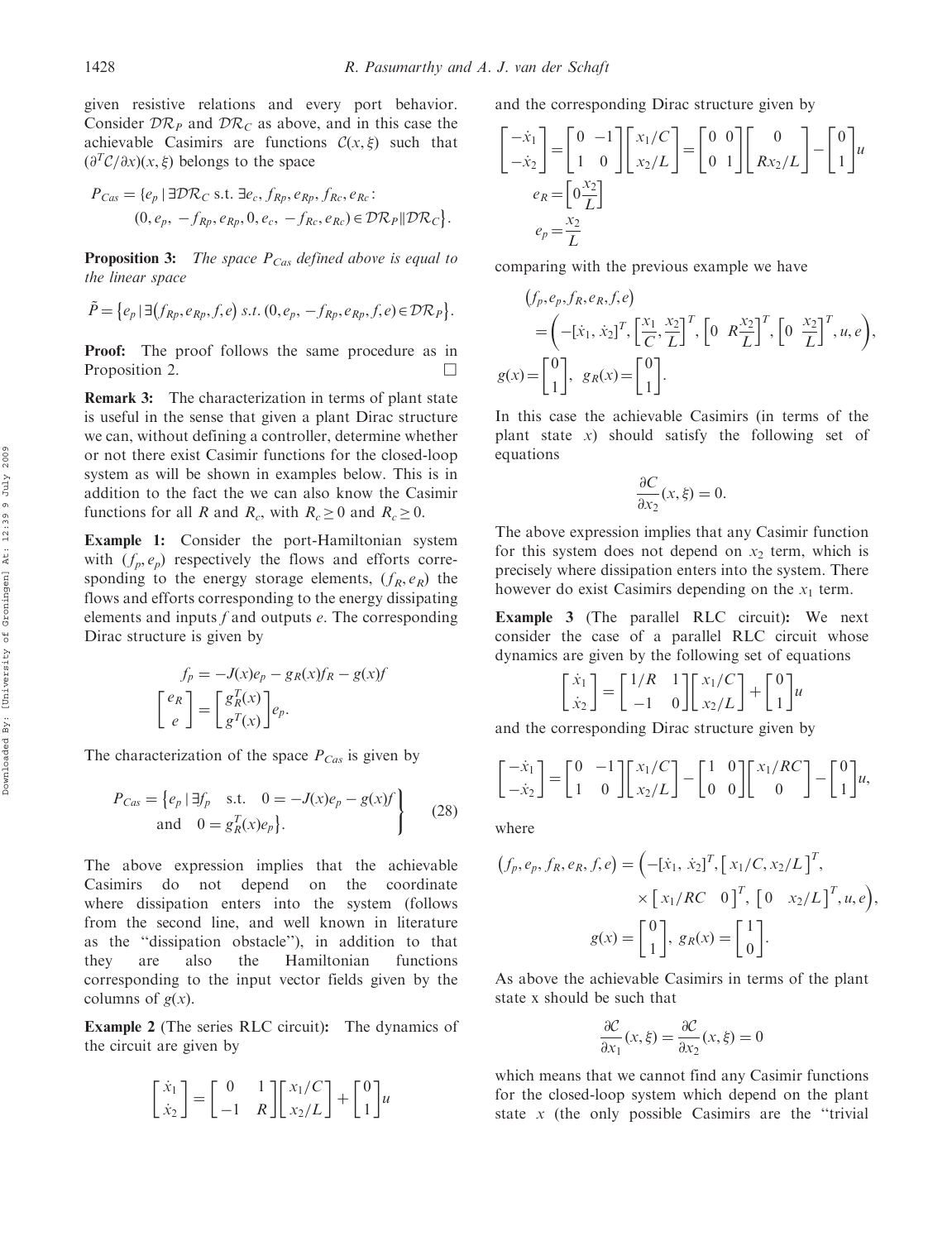given resistive relations and every port behavior. Consider $\mathcal{DR}_P$ and $\mathcal{DR}_C$ as above, and in this case the achievable Casimirs are functions $\mathcal{C}(x,\xi)$ such that $(\partial^T\mathcal{C}/\partial x)(x,\xi)$ belongs to the space

$$P_{Cas} = \{e_p \mid \exists \mathcal{DR}_C \text{ s.t. } \exists e_c, f_{Rp}, e_{Rp}, f_{Rc}, e_{Rc}: (0, e_p, -f_{Rp}, e_{Rp}, 0, e_c, -f_{Rc}, e_{Rc}) \in \mathcal{DR}_P \| \mathcal{DR}_C\}.$$

**Proposition 3:** *The space $P_{Cas}$ defined above is equal to the linear space*

$$\tilde{P} = \{e_p \mid \exists (f_{Rp}, e_{Rp}, f, e) \text{ s.t. } (0, e_p, -f_{Rp}, e_{Rp}, f, e) \in \mathcal{DR}_P\}.$$

**Proof:** The proof follows the same procedure as in Proposition 2. □

**Remark 3:** The characterization in terms of plant state is useful in the sense that given a plant Dirac structure we can, without defining a controller, determine whether or not there exist Casimir functions for the closed-loop system as will be shown in examples below. This is in addition to the fact the we can also know the Casimir functions for all $R$ and $R_c$, with $R_c \geq 0$ and $R_c \geq 0$.

**Example 1:** Consider the port-Hamiltonian system with $(f_p, e_p)$ respectively the flows and efforts corresponding to the energy storage elements, $(f_R, e_R)$ the flows and efforts corresponding to the energy dissipating elements and inputs $f$ and outputs $e$. The corresponding Dirac structure is given by

$$f_p = -J(x)e_p - g_R(x)f_R - g(x)f$$
$$\begin{bmatrix} e_R \\ e \end{bmatrix} = \begin{bmatrix} g_R^T(x) \\ g^T(x) \end{bmatrix} e_p.$$

The characterization of the space $P_{Cas}$ is given by

$$\left.\begin{aligned} P_{Cas} = \{e_p \mid \exists f_p \quad \text{s.t.} \quad 0 = -J(x)e_p - g(x)f \\ \text{and} \quad 0 = g_R^T(x)e_p\}. \end{aligned}\right\} \tag{28}$$

The above expression implies that the achievable Casimirs do not depend on the coordinate where dissipation enters into the system (follows from the second line, and well known in literature as the "dissipation obstacle"), in addition to that they are also the Hamiltonian functions corresponding to the input vector fields given by the columns of $g(x)$.

**Example 2** (The series RLC circuit)**:** The dynamics of the circuit are given by

$$\begin{bmatrix} \dot{x}_1 \\ \dot{x}_2 \end{bmatrix} = \begin{bmatrix} 0 & 1 \\ -1 & R \end{bmatrix} \begin{bmatrix} x_1/C \\ x_2/L \end{bmatrix} + \begin{bmatrix} 0 \\ 1 \end{bmatrix} u$$

and the corresponding Dirac structure given by

$$\begin{bmatrix} -\dot{x}_1 \\ -\dot{x}_2 \end{bmatrix} = \begin{bmatrix} 0 & -1 \\ 1 & 0 \end{bmatrix} \begin{bmatrix} x_1/C \\ x_2/L \end{bmatrix} = \begin{bmatrix} 0 & 0 \\ 0 & 1 \end{bmatrix} \begin{bmatrix} 0 \\ Rx_2/L \end{bmatrix} - \begin{bmatrix} 0 \\ 1 \end{bmatrix} u$$
$$e_R = \begin{bmatrix} 0 \dfrac{x_2}{L} \end{bmatrix}$$
$$e_p = \frac{x_2}{L}$$

comparing with the previous example we have

$$(f_p, e_p, f_R, e_R, f, e) = \left(-[\dot{x}_1, \dot{x}_2]^T, \left[\frac{x_1}{C}, \frac{x_2}{L}\right]^T, \left[0 \;\; R\frac{x_2}{L}\right]^T, \left[0 \;\; \frac{x_2}{L}\right]^T, u, e\right),$$
$$g(x) = \begin{bmatrix} 0 \\ 1 \end{bmatrix}, \; g_R(x) = \begin{bmatrix} 0 \\ 1 \end{bmatrix}.$$

In this case the achievable Casimirs (in terms of the plant state $x$) should satisfy the following set of equations

$$\frac{\partial C}{\partial x_2}(x, \xi) = 0.$$

The above expression implies that any Casimir function for this system does not depend on $x_2$ term, which is precisely where dissipation enters into the system. There however do exist Casimirs depending on the $x_1$ term.

**Example 3** (The parallel RLC circuit)**:** We next consider the case of a parallel RLC circuit whose dynamics are given by the following set of equations

$$\begin{bmatrix} \dot{x}_1 \\ \dot{x}_2 \end{bmatrix} = \begin{bmatrix} 1/R & 1 \\ -1 & 0 \end{bmatrix} \begin{bmatrix} x_1/C \\ x_2/L \end{bmatrix} + \begin{bmatrix} 0 \\ 1 \end{bmatrix} u$$

and the corresponding Dirac structure given by

$$\begin{bmatrix} -\dot{x}_1 \\ -\dot{x}_2 \end{bmatrix} = \begin{bmatrix} 0 & -1 \\ 1 & 0 \end{bmatrix} \begin{bmatrix} x_1/C \\ x_2/L \end{bmatrix} - \begin{bmatrix} 1 & 0 \\ 0 & 0 \end{bmatrix} \begin{bmatrix} x_1/RC \\ 0 \end{bmatrix} - \begin{bmatrix} 0 \\ 1 \end{bmatrix} u,$$

where

$$(f_p, e_p, f_R, e_R, f, e) = \Big(-[\dot{x}_1, \dot{x}_2]^T, [x_1/C, x_2/L]^T, \times [x_1/RC \quad 0]^T, [0 \quad x_2/L]^T, u, e\Big),$$
$$g(x) = \begin{bmatrix} 0 \\ 1 \end{bmatrix}, \; g_R(x) = \begin{bmatrix} 1 \\ 0 \end{bmatrix}.$$

As above the achievable Casimirs in terms of the plant state x should be such that

$$\frac{\partial \mathcal{C}}{\partial x_1}(x, \xi) = \frac{\partial \mathcal{C}}{\partial x_2}(x, \xi) = 0$$

which means that we cannot find any Casimir functions for the closed-loop system which depend on the plant state $x$ (the only possible Casimirs are the "trivial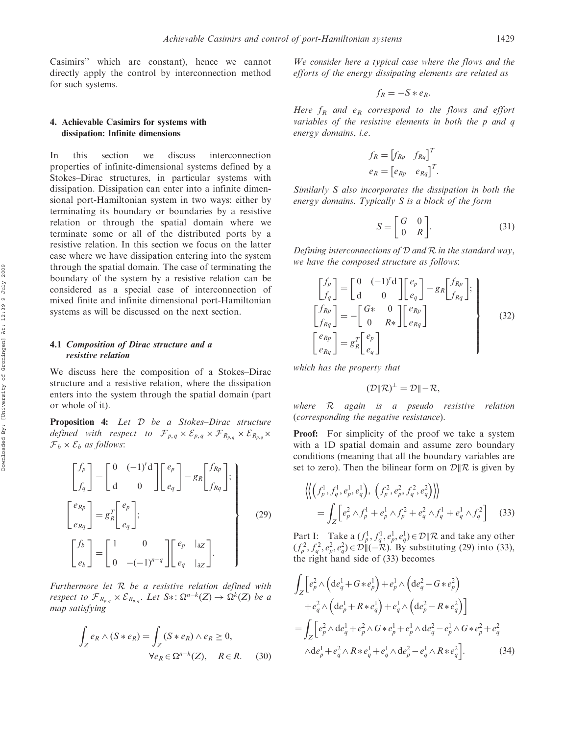Casimirs" which are constant), hence we cannot directly apply the control by interconnection method for such systems.

## 4. Achievable Casimirs for systems with dissipation: Infinite dimensions

In this section we discuss interconnection properties of infinite-dimensional systems defined by a Stokes–Dirac structures, in particular systems with dissipation. Dissipation can enter into a infinite dimensional port-Hamiltonian system in two ways: either by terminating its boundary or boundaries by a resistive relation or through the spatial domain where we terminate some or all of the distributed ports by a resistive relation. In this section we focus on the latter case where we have dissipation entering into the system through the spatial domain. The case of terminating the boundary of the system by a resistive relation can be considered as a special case of interconnection of mixed finite and infinite dimensional port-Hamiltonian systems as will be discussed on the next section.

### 4.1 Composition of Dirac structure and a resistive relation

We discuss here the composition of a Stokes–Dirac structure and a resistive relation, where the dissipation enters into the system through the spatial domain (part or whole of it).

**Proposition 4:** *Let $\mathcal{D}$ be a Stokes–Dirac structure defined with respect to $\mathcal{F}_{p,q} \times \mathcal{E}_{p,q} \times \mathcal{F}_{R_{p,q}} \times \mathcal{E}_{R_{p,q}} \times \mathcal{F}_b \times \mathcal{E}_b$ as follows*:

$$
\left.\begin{aligned}
\begin{bmatrix} f_p \\ f_q \end{bmatrix} &= \begin{bmatrix} 0 & (-1)^r \mathrm{d} \\ \mathrm{d} & 0 \end{bmatrix} \begin{bmatrix} e_p \\ e_q \end{bmatrix} - g_R \begin{bmatrix} f_{Rp} \\ f_{Rq} \end{bmatrix}; \\
\begin{bmatrix} e_{Rp} \\ e_{Rq} \end{bmatrix} &= g_R^T \begin{bmatrix} e_p \\ e_q \end{bmatrix}; \\
\begin{bmatrix} f_b \\ e_b \end{bmatrix} &= \begin{bmatrix} 1 & 0 \\ 0 & -(-1)^{n-q} \end{bmatrix} \begin{bmatrix} e_p & |_{\partial Z} \\ e_q & |_{\partial Z} \end{bmatrix}.
\end{aligned}\right\} \tag{29}
$$

*Furthermore let $\mathcal{R}$ be a resistive relation defined with respect to $\mathcal{F}_{R_{p,q}} \times \mathcal{E}_{R_{p,q}}$. Let $S*\colon \Omega^{n-k}(Z) \to \Omega^k(Z)$ be a map satisfying*

$$
\int_Z e_R \wedge (S * e_R) = \int_Z (S * e_R) \wedge e_R \geq 0, \quad \forall e_R \in \Omega^{n-k}(Z), \quad R \in R. \tag{30}
$$

*We consider here a typical case where the flows and the efforts of the energy dissipating elements are related as*

$$
f_R = -S * e_R.
$$

*Here $f_R$ and $e_R$ correspond to the flows and effort variables of the resistive elements in both the $p$ and $q$ energy domains, i.e.*

$$
f_R = \begin{bmatrix} f_{Rp} & f_{Rq} \end{bmatrix}^T
$$
$$
e_R = \begin{bmatrix} e_{Rp} & e_{Rq} \end{bmatrix}^T.
$$

*Similarly $S$ also incorporates the dissipation in both the energy domains. Typically $S$ is a block of the form*

$$
S = \begin{bmatrix} G & 0 \\ 0 & R \end{bmatrix}. \tag{31}
$$

*Defining interconnections of $\mathcal{D}$ and $\mathcal{R}$ in the standard way, we have the composed structure as follows*:

$$
\left.\begin{aligned}
\begin{bmatrix} f_p \\ f_q \end{bmatrix} &= \begin{bmatrix} 0 & (-1)^r \mathrm{d} \\ \mathrm{d} & 0 \end{bmatrix} \begin{bmatrix} e_p \\ e_q \end{bmatrix} - g_R \begin{bmatrix} f_{Rp} \\ f_{Rq} \end{bmatrix}; \\
\begin{bmatrix} f_{Rp} \\ f_{Rq} \end{bmatrix} &= -\begin{bmatrix} G* & 0 \\ 0 & R* \end{bmatrix} \begin{bmatrix} e_{Rp} \\ e_{Rq} \end{bmatrix} \\
\begin{bmatrix} e_{Rp} \\ e_{Rq} \end{bmatrix} &= g_R^T \begin{bmatrix} e_p \\ e_q \end{bmatrix}
\end{aligned}\right\} \tag{32}
$$

*which has the property that*

$$
(\mathcal{D} \| \mathcal{R})^{\perp} = \mathcal{D} \| -\mathcal{R},
$$

*where $\mathcal{R}$ again is a pseudo resistive relation (corresponding the negative resistance).*

**Proof:** For simplicity of the proof we take a system with a 1D spatial domain and assume zero boundary conditions (meaning that all the boundary variables are set to zero). Then the bilinear form on $\mathcal{D}\|\mathcal{R}$ is given by

$$
\left\langle\!\left\langle \left(f_p^1, f_q^1, e_p^1, e_q^1\right), \left(f_p^2, e_p^2, f_q^2, e_q^2\right) \right\rangle\!\right\rangle = \int_Z \left[ e_p^2 \wedge f_p^1 + e_p^1 \wedge f_p^2 + e_q^2 \wedge f_q^1 + e_q^1 \wedge f_q^2 \right] \tag{33}
$$

Part I: Take a $(f_p^1, f_q^1, e_p^1, e_q^1) \in \mathcal{D}\|\mathcal{R}$ and take any other $(f_p^2, f_q^2, e_p^2, e_q^2) \in \mathcal{D}\|(-\mathcal{R})$. By substituting (29) into (33), the right hand side of (33) becomes

$$
\begin{aligned}
&\int_Z \Big[ e_p^2 \wedge \left( \mathrm{d}e_q^1 + G * e_p^1 \right) + e_p^1 \wedge \left( \mathrm{d}e_q^2 - G * e_p^2 \right) \\
&\quad + e_q^2 \wedge \left( \mathrm{d}e_p^1 + R * e_q^1 \right) + e_q^1 \wedge \left( \mathrm{d}e_p^2 - R * e_q^2 \right) \Big] \\
&= \int_Z \Big[ e_p^2 \wedge \mathrm{d}e_q^1 + e_p^2 \wedge G * e_p^1 + e_p^1 \wedge \mathrm{d}e_q^2 - e_p^1 \wedge G * e_p^2 + e_q^2 \\
&\quad \wedge \mathrm{d}e_p^1 + e_q^2 \wedge R * e_q^1 + e_q^1 \wedge \mathrm{d}e_p^2 - e_q^1 \wedge R * e_q^2 \Big].
\end{aligned} \tag{34}
$$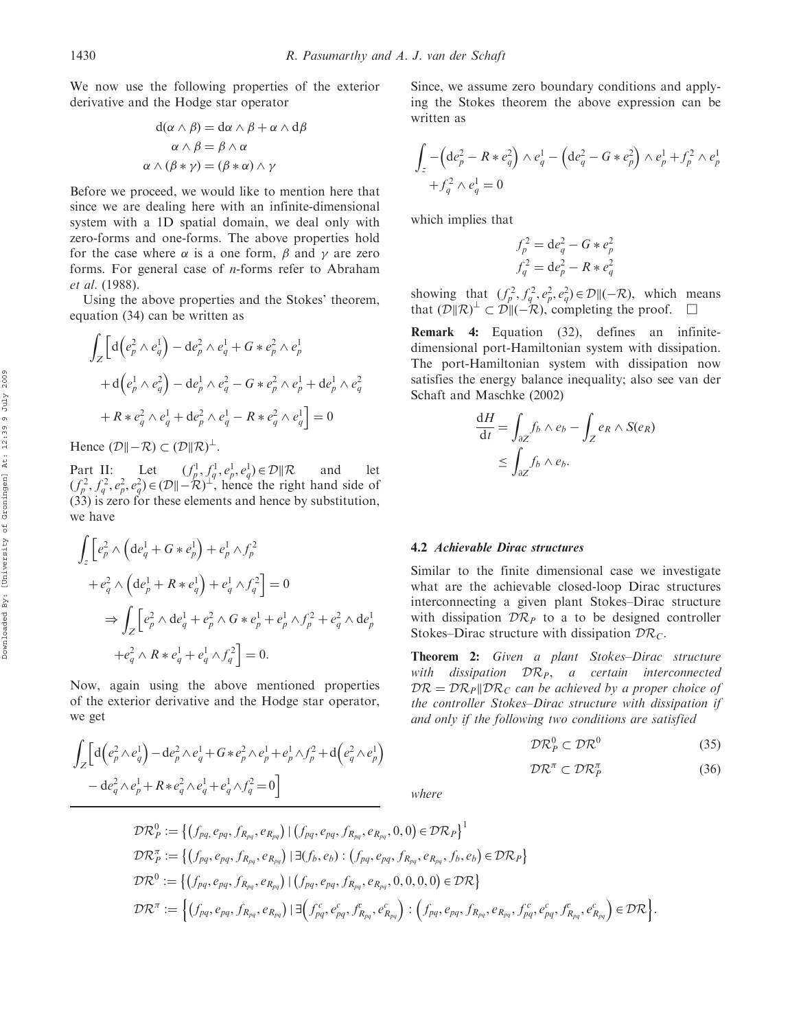We now use the following properties of the exterior derivative and the Hodge star operator

$$\mathrm{d}(\alpha \wedge \beta) = \mathrm{d}\alpha \wedge \beta + \alpha \wedge \mathrm{d}\beta$$
$$\alpha \wedge \beta = \beta \wedge \alpha$$
$$\alpha \wedge (\beta * \gamma) = (\beta * \alpha) \wedge \gamma$$

Before we proceed, we would like to mention here that since we are dealing here with an infinite-dimensional system with a 1D spatial domain, we deal only with zero-forms and one-forms. The above properties hold for the case where $\alpha$ is a one form, $\beta$ and $\gamma$ are zero forms. For general case of $n$-forms refer to Abraham *et al.* (1988).

Using the above properties and the Stokes' theorem, equation (34) can be written as

$$\begin{aligned}\int_Z \Big[ &\mathrm{d}\Big(e_p^2 \wedge e_q^1\Big) - \mathrm{d}e_p^2 \wedge e_q^1 + G * e_p^2 \wedge e_p^1 \\ &+ \mathrm{d}\Big(e_p^1 \wedge e_q^2\Big) - \mathrm{d}e_p^1 \wedge e_q^2 - G * e_p^2 \wedge e_p^1 + \mathrm{d}e_p^1 \wedge e_q^2 \\ &+ R * e_q^2 \wedge e_q^1 + \mathrm{d}e_p^2 \wedge e_q^1 - R * e_q^2 \wedge e_q^1 \Big] = 0\end{aligned}$$

Hence $(\mathcal{D}\|-\mathcal{R}) \subset (\mathcal{D}\|\mathcal{R})^\perp$.

Part II: Let $(f_p^1, f_q^1, e_p^1, e_q^1) \in \mathcal{D}\|\mathcal{R}$ and let $(f_p^2, f_q^2, e_p^2, e_q^2) \in (\mathcal{D}\|-\mathcal{R})^\perp$, hence the right hand side of (33) is zero for these elements and hence by substitution, we have

$$\begin{aligned}\int_z \Big[ &e_p^2 \wedge \Big(\mathrm{d}e_q^1 + G * e_p^1\Big) + e_p^1 \wedge f_p^2 \\ &+ e_q^2 \wedge \Big(\mathrm{d}e_p^1 + R * e_q^1\Big) + e_q^1 \wedge f_q^2 \Big] = 0 \\ \Rightarrow \int_Z \Big[ &e_p^2 \wedge \mathrm{d}e_q^1 + e_p^2 \wedge G * e_p^1 + e_p^1 \wedge f_p^2 + e_q^2 \wedge \mathrm{d}e_p^1 \\ &+ e_q^2 \wedge R * e_q^1 + e_q^1 \wedge f_q^2 \Big] = 0.\end{aligned}$$

Now, again using the above mentioned properties of the exterior derivative and the Hodge star operator, we get

$$\begin{aligned}\int_Z \Big[ &\mathrm{d}\Big(e_p^2 \wedge e_q^1\Big) - \mathrm{d}e_p^2 \wedge e_q^1 + G * e_p^2 \wedge e_p^1 + e_p^1 \wedge f_p^2 + \mathrm{d}\Big(e_q^2 \wedge e_p^1\Big) \\ &- \mathrm{d}e_q^2 \wedge e_p^1 + R * e_q^2 \wedge e_q^1 + e_q^1 \wedge f_q^2 = 0 \Big]\end{aligned}$$

Since, we assume zero boundary conditions and applying the Stokes theorem the above expression can be written as

$$\begin{aligned}\int_z -\Big(\mathrm{d}e_p^2 - R * e_q^2\Big) \wedge e_q^1 - \Big(\mathrm{d}e_q^2 - G * e_p^2\Big) \wedge e_p^1 + f_p^2 \wedge e_p^1 \\ + f_q^2 \wedge e_q^1 = 0\end{aligned}$$

which implies that

$$f_p^2 = \mathrm{d}e_q^2 - G * e_p^2$$
$$f_q^2 = \mathrm{d}e_p^2 - R * e_q^2$$

showing that $(f_p^2, f_q^2, e_p^2, e_q^2) \in \mathcal{D}\|(-\mathcal{R})$, which means that $(\mathcal{D}\|\mathcal{R})^\perp \subset \mathcal{D}\|(-\mathcal{R})$, completing the proof. $\square$

**Remark 4:** Equation (32), defines an infinite-dimensional port-Hamiltonian system with dissipation. The port-Hamiltonian system with dissipation now satisfies the energy balance inequality; also see van der Schaft and Maschke (2002)

$$\begin{aligned}\frac{\mathrm{d}H}{\mathrm{d}t} &= \int_{\partial Z} f_b \wedge e_b - \int_Z e_R \wedge S(e_R) \\ &\leq \int_{\partial Z} f_b \wedge e_b.\end{aligned}$$

### 4.2 *Achievable Dirac structures*

Similar to the finite dimensional case we investigate what are the achievable closed-loop Dirac structures interconnecting a given plant Stokes–Dirac structure with dissipation $\mathcal{DR}_P$ to a to be designed controller Stokes–Dirac structure with dissipation $\mathcal{DR}_C$.

**Theorem 2:** *Given a plant Stokes–Dirac structure with dissipation $\mathcal{DR}_P$, a certain interconnected $\mathcal{DR} = \mathcal{DR}_P\|\mathcal{DR}_C$ can be achieved by a proper choice of the controller Stokes–Dirac structure with dissipation if and only if the following two conditions are satisfied*

$$\mathcal{DR}_P^0 \subset \mathcal{DR}^0 \tag{35}$$

$$\mathcal{DR}^\pi \subset \mathcal{DR}_P^\pi \tag{36}$$

*where*

$$\begin{aligned}\mathcal{DR}_P^0 &:= \big\{\big(f_{pq}, e_{pq}, f_{R_{pq}}, e_{R_{pq}}\big) \mid \big(f_{pq}, e_{pq}, f_{R_{pq}}, e_{R_{pq}}, 0, 0\big) \in \mathcal{DR}_P\big\}^1 \\ \mathcal{DR}_P^\pi &:= \big\{\big(f_{pq}, e_{pq}, f_{R_{pq}}, e_{R_{pq}}\big) \mid \exists (f_b, e_b) : \big(f_{pq}, e_{pq}, f_{R_{pq}}, e_{R_{pq}}, f_b, e_b\big) \in \mathcal{DR}_P\big\} \\ \mathcal{DR}^0 &:= \big\{\big(f_{pq}, e_{pq}, f_{R_{pq}}, e_{R_{pq}}\big) \mid \big(f_{pq}, e_{pq}, f_{R_{pq}}, e_{R_{pq}}, 0, 0, 0, 0\big) \in \mathcal{DR}\big\} \\ \mathcal{DR}^\pi &:= \Big\{\big(f_{pq}, e_{pq}, f_{R_{pq}}, e_{R_{pq}}\big) \mid \exists \Big(f_{pq}^c, e_{pq}^c, f_{R_{pq}}^c, e_{R_{pq}}^c\Big) : \Big(f_{pq}, e_{pq}, f_{R_{pq}}, e_{R_{pq}}, f_{pq}^c, e_{pq}^c, f_{R_{pq}}^c, e_{R_{pq}}^c\Big) \in \mathcal{DR}\Big\}.\end{aligned}$$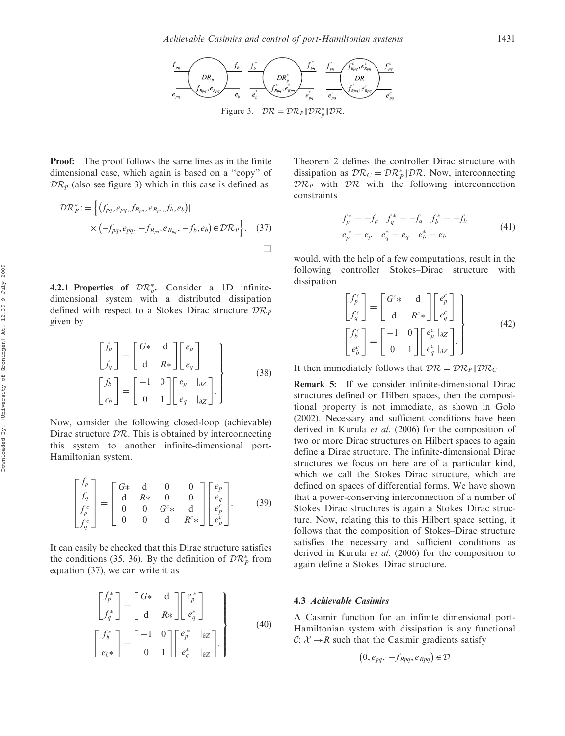Figure 3. $\mathcal{DR} = \mathcal{DR}_P \| \mathcal{DR}_p^* \| \mathcal{DR}$.

**Proof:** The proof follows the same lines as in the finite dimensional case, which again is based on a "copy" of $\mathcal{DR}_p$ (also see figure 3) which in this case is defined as

$$\mathcal{DR}_P^* := \Big\{ \big(f_{pq}, e_{pq}, f_{R_{pq}}, e_{R_{pq}}, f_b, e_b\big) \mid \times \big(-f_{pq}, e_{pq}, -f_{R_{pq}}, e_{R_{pq}}, -f_b, e_b\big) \in \mathcal{DR}_P \Big\}. \quad (37)$$

□

**4.2.1 Properties of $\mathcal{DR}_p^*$.** Consider a 1D infinite-dimensional system with a distributed dissipation defined with respect to a Stokes–Dirac structure $\mathcal{DR}_P$ given by

$$\left.\begin{aligned} \begin{bmatrix} f_p \\ f_q \end{bmatrix} &= \begin{bmatrix} G* & \mathrm{d} \\ \mathrm{d} & R* \end{bmatrix} \begin{bmatrix} e_p \\ e_q \end{bmatrix} \\ \begin{bmatrix} f_b \\ e_b \end{bmatrix} &= \begin{bmatrix} -1 & 0 \\ 0 & 1 \end{bmatrix} \begin{bmatrix} e_p & |_{\partial Z} \\ e_q & |_{\partial Z} \end{bmatrix}. \end{aligned}\right\} \quad (38)$$

Now, consider the following closed-loop (achievable) Dirac structure $\mathcal{DR}$. This is obtained by interconnecting this system to another infinite-dimensional port-Hamiltonian system.

$$\begin{bmatrix} f_p \\ f_q \\ f_p^c \\ f_q^c \end{bmatrix} = \begin{bmatrix} G* & \mathrm{d} & 0 & 0 \\ \mathrm{d} & R* & 0 & 0 \\ 0 & 0 & G^c* & \mathrm{d} \\ 0 & 0 & \mathrm{d} & R^c* \end{bmatrix} \begin{bmatrix} e_p \\ e_q \\ e_p^c \\ e_p^c \end{bmatrix}. \quad (39)$$

It can easily be checked that this Dirac structure satisfies the conditions (35, 36). By the definition of $\mathcal{DR}_P^*$ from equation (37), we can write it as

$$\left.\begin{aligned} \begin{bmatrix} f_p^* \\ f_q^* \end{bmatrix} &= \begin{bmatrix} G* & \mathrm{d} \\ \mathrm{d} & R* \end{bmatrix} \begin{bmatrix} e_p^* \\ e_q^* \end{bmatrix} \\ \begin{bmatrix} f_b^* \\ e_b* \end{bmatrix} &= \begin{bmatrix} -1 & 0 \\ 0 & 1 \end{bmatrix} \begin{bmatrix} e_p^* & |_{\partial Z} \\ e_q^* & |_{\partial Z} \end{bmatrix}. \end{aligned}\right\} \quad (40)$$

Theorem 2 defines the controller Dirac structure with dissipation as $\mathcal{DR}_C = \mathcal{DR}_P^* \| \mathcal{DR}$. Now, interconnecting $\mathcal{DR}_P$ with $\mathcal{DR}$ with the following interconnection constraints

$$\begin{aligned} f_p^* &= -f_p \quad f_q^* = -f_q \quad f_b^* = -f_b \\ e_p{}^* &= e_p \quad e_q^* = e_q \quad e_b^* = e_b \end{aligned} \quad (41)$$

would, with the help of a few computations, result in the following controller Stokes–Dirac structure with dissipation

$$\left.\begin{aligned} \begin{bmatrix} f_p^c \\ f_q^c \end{bmatrix} &= \begin{bmatrix} G^c* & \mathrm{d} \\ \mathrm{d} & R^c* \end{bmatrix} \begin{bmatrix} e_p^c \\ e_q^c \end{bmatrix} \\ \begin{bmatrix} f_b^c \\ e_b^c \end{bmatrix} &= \begin{bmatrix} -1 & 0 \\ 0 & 1 \end{bmatrix} \begin{bmatrix} e_p^c \mid_{\partial Z} \\ e_q^c \mid_{\partial Z} \end{bmatrix}. \end{aligned}\right\} \quad (42)$$

It then immediately follows that $\mathcal{DR} = \mathcal{DR}_P \| \mathcal{DR}_C$

**Remark 5:** If we consider infinite-dimensional Dirac structures defined on Hilbert spaces, then the compositional property is not immediate, as shown in Golo (2002). Necessary and sufficient conditions have been derived in Kurula *et al*. (2006) for the composition of two or more Dirac structures on Hilbert spaces to again define a Dirac structure. The infinite-dimensional Dirac structures we focus on here are of a particular kind, which we call the Stokes–Dirac structure, which are defined on spaces of differential forms. We have shown that a power-conserving interconnection of a number of Stokes–Dirac structures is again a Stokes–Dirac structure. Now, relating this to this Hilbert space setting, it follows that the composition of Stokes–Dirac structure satisfies the necessary and sufficient conditions as derived in Kurula *et al*. (2006) for the composition to again define a Stokes–Dirac structure.

### 4.3 *Achievable Casimirs*

A Casimir function for an infinite dimensional port-Hamiltonian system with dissipation is any functional $\mathcal{C}\colon \mathcal{X} \to R$ such that the Casimir gradients satisfy

$$\big(0, e_{pq}, -f_{Rpq}, e_{Rpq}\big) \in \mathcal{D}$$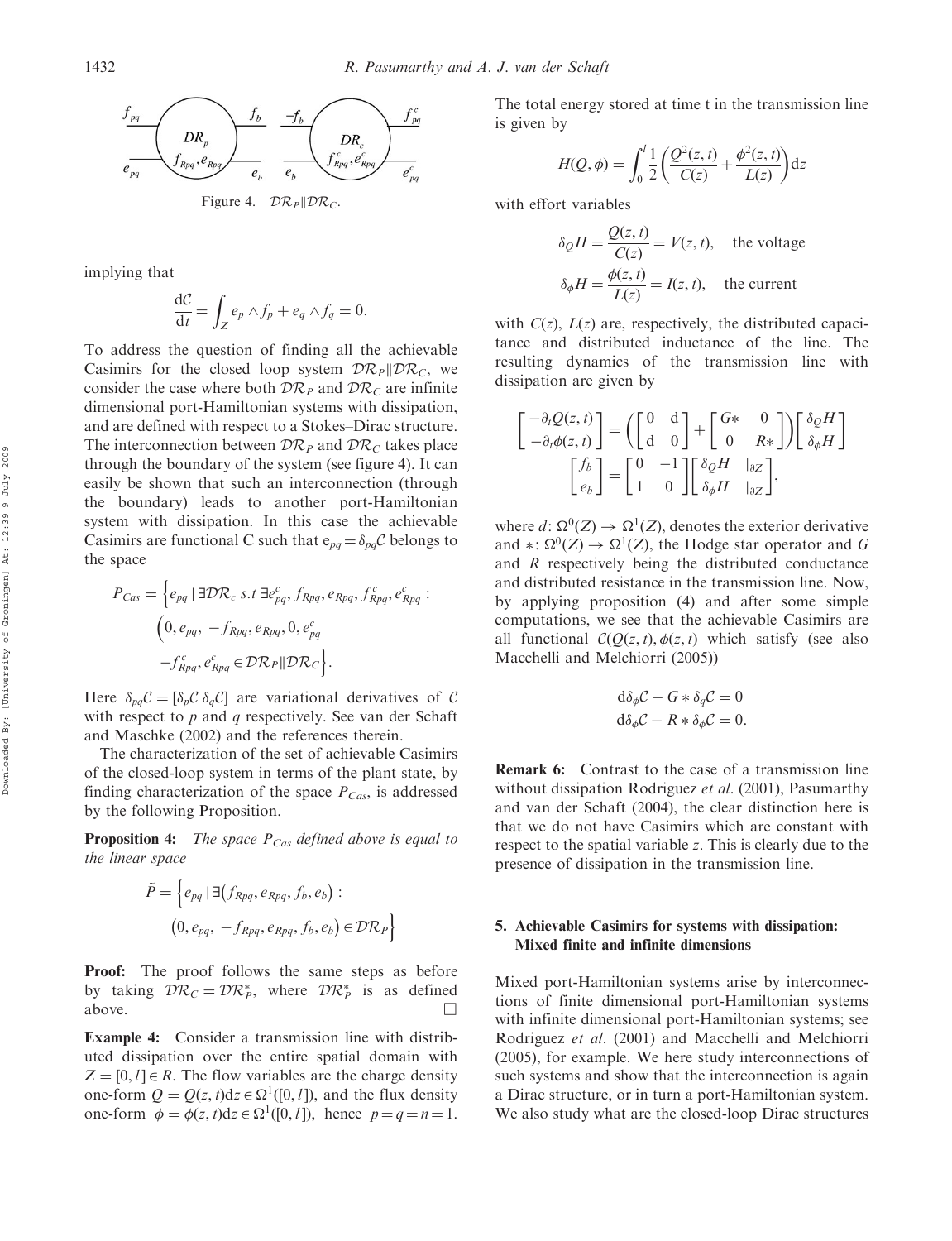Figure 4. $\mathcal{DR}_P \| \mathcal{DR}_C$.

implying that

$$\frac{\mathrm{d}\mathcal{C}}{\mathrm{d}t} = \int_Z e_p \wedge f_p + e_q \wedge f_q = 0.$$

To address the question of finding all the achievable Casimirs for the closed loop system $\mathcal{DR}_P \| \mathcal{DR}_C$, we consider the case where both $\mathcal{DR}_P$ and $\mathcal{DR}_C$ are infinite dimensional port-Hamiltonian systems with dissipation, and are defined with respect to a Stokes–Dirac structure. The interconnection between $\mathcal{DR}_P$ and $\mathcal{DR}_C$ takes place through the boundary of the system (see figure 4). It can easily be shown that such an interconnection (through the boundary) leads to another port-Hamiltonian system with dissipation. In this case the achievable Casimirs are functional C such that $e_{pq} = \delta_{pq}\mathcal{C}$ belongs to the space

$$P_{Cas} = \Big\{ e_{pq} \mid \exists \mathcal{DR}_c \ s.t \ \exists e^c_{pq}, f_{Rpq}, e_{Rpq}, f^c_{Rpq}, e^c_{Rpq} : \Big(0, e_{pq}, -f_{Rpq}, e_{Rpq}, 0, e^c_{pq}, -f^c_{Rpq}, e^c_{Rpq} \in \mathcal{DR}_P \| \mathcal{DR}_C \Big\}.$$

Here $\delta_{pq}\mathcal{C} = [\delta_p\mathcal{C}\ \delta_q\mathcal{C}]$ are variational derivatives of $\mathcal{C}$ with respect to $p$ and $q$ respectively. See van der Schaft and Maschke (2002) and the references therein.

The characterization of the set of achievable Casimirs of the closed-loop system in terms of the plant state, by finding characterization of the space $P_{Cas}$, is addressed by the following Proposition.

**Proposition 4:** *The space $P_{Cas}$ defined above is equal to the linear space*

$$\tilde{P} = \Big\{ e_{pq} \mid \exists \big(f_{Rpq}, e_{Rpq}, f_b, e_b\big) : \big(0, e_{pq}, -f_{Rpq}, e_{Rpq}, f_b, e_b\big) \in \mathcal{DR}_P \Big\}$$

**Proof:** The proof follows the same steps as before by taking $\mathcal{DR}_C = \mathcal{DR}^*_P$, where $\mathcal{DR}^*_P$ is as defined above. □

**Example 4:** Consider a transmission line with distributed dissipation over the entire spatial domain with $Z = [0, l] \in R$. The flow variables are the charge density one-form $Q = Q(z,t)\mathrm{d}z \in \Omega^1([0,l])$, and the flux density one-form $\phi = \phi(z,t)\mathrm{d}z \in \Omega^1([0,l])$, hence $p = q = n = 1$. The total energy stored at time t in the transmission line is given by

$$H(Q,\phi) = \int_0^l \frac{1}{2}\left(\frac{Q^2(z,t)}{C(z)} + \frac{\phi^2(z,t)}{L(z)}\right)\mathrm{d}z$$

with effort variables

$$\delta_Q H = \frac{Q(z,t)}{C(z)} = V(z,t), \quad \text{the voltage}$$
$$\delta_\phi H = \frac{\phi(z,t)}{L(z)} = I(z,t), \quad \text{the current}$$

with $C(z)$, $L(z)$ are, respectively, the distributed capacitance and distributed inductance of the line. The resulting dynamics of the transmission line with dissipation are given by

$$\begin{bmatrix} -\partial_t Q(z,t) \\ -\partial_t \phi(z,t) \end{bmatrix} = \left( \begin{bmatrix} 0 & \mathrm{d} \\ \mathrm{d} & 0 \end{bmatrix} + \begin{bmatrix} G* & 0 \\ 0 & R* \end{bmatrix} \right) \begin{bmatrix} \delta_Q H \\ \delta_\phi H \end{bmatrix}$$
$$\begin{bmatrix} f_b \\ e_b \end{bmatrix} = \begin{bmatrix} 0 & -1 \\ 1 & 0 \end{bmatrix} \begin{bmatrix} \delta_Q H & |_{\partial Z} \\ \delta_\phi H & |_{\partial Z} \end{bmatrix},$$

where $d$: $\Omega^0(Z) \to \Omega^1(Z)$, denotes the exterior derivative and $*$: $\Omega^0(Z) \to \Omega^1(Z)$, the Hodge star operator and $G$ and $R$ respectively being the distributed conductance and distributed resistance in the transmission line. Now, by applying proposition (4) and after some simple computations, we see that the achievable Casimirs are all functional $\mathcal{C}(Q(z,t), \phi(z,t)$ which satisfy (see also Macchelli and Melchiorri (2005))

$$\mathrm{d}\delta_\phi\mathcal{C} - G * \delta_q\mathcal{C} = 0$$
$$\mathrm{d}\delta_\phi\mathcal{C} - R * \delta_\phi\mathcal{C} = 0.$$

**Remark 6:** Contrast to the case of a transmission line without dissipation Rodriguez *et al.* (2001), Pasumarthy and van der Schaft (2004), the clear distinction here is that we do not have Casimirs which are constant with respect to the spatial variable $z$. This is clearly due to the presence of dissipation in the transmission line.

## 5. Achievable Casimirs for systems with dissipation: Mixed finite and infinite dimensions

Mixed port-Hamiltonian systems arise by interconnections of finite dimensional port-Hamiltonian systems with infinite dimensional port-Hamiltonian systems; see Rodriguez *et al.* (2001) and Macchelli and Melchiorri (2005), for example. We here study interconnections of such systems and show that the interconnection is again a Dirac structure, or in turn a port-Hamiltonian system. We also study what are the closed-loop Dirac structures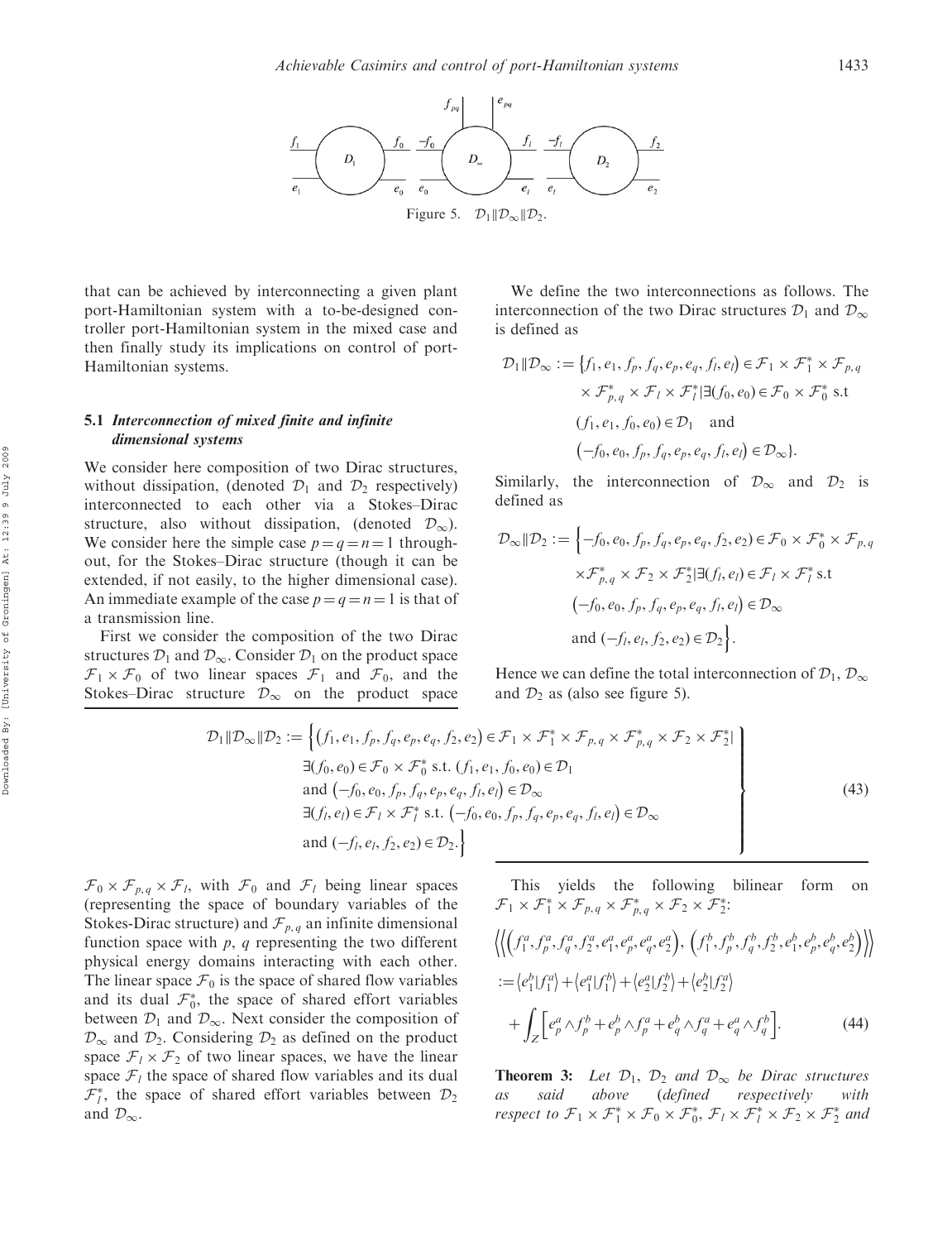Figure 5. $\mathcal{D}_1 \| \mathcal{D}_\infty \| \mathcal{D}_2$.

that can be achieved by interconnecting a given plant port-Hamiltonian system with a to-be-designed controller port-Hamiltonian system in the mixed case and then finally study its implications on control of port-Hamiltonian systems.

### 5.1 *Interconnection of mixed finite and infinite dimensional systems*

We consider here composition of two Dirac structures, without dissipation, (denoted $\mathcal{D}_1$ and $\mathcal{D}_2$ respectively) interconnected to each other via a Stokes–Dirac structure, also without dissipation, (denoted $\mathcal{D}_\infty$). We consider here the simple case $p = q = n = 1$ throughout, for the Stokes–Dirac structure (though it can be extended, if not easily, to the higher dimensional case). An immediate example of the case $p = q = n = 1$ is that of a transmission line.

First we consider the composition of the two Dirac structures $\mathcal{D}_1$ and $\mathcal{D}_\infty$. Consider $\mathcal{D}_1$ on the product space $\mathcal{F}_1 \times \mathcal{F}_0$ of two linear spaces $\mathcal{F}_1$ and $\mathcal{F}_0$, and the Stokes–Dirac structure $\mathcal{D}_\infty$ on the product space $\mathcal{F}_0 \times \mathcal{F}_{p,q} \times \mathcal{F}_l$, with $\mathcal{F}_0$ and $\mathcal{F}_l$ being linear spaces (representing the space of boundary variables of the Stokes-Dirac structure) and $\mathcal{F}_{p,q}$ an infinite dimensional function space with $p$, $q$ representing the two different physical energy domains interacting with each other. The linear space $\mathcal{F}_0$ is the space of shared flow variables and its dual $\mathcal{F}_0^*$, the space of shared effort variables between $\mathcal{D}_1$ and $\mathcal{D}_\infty$. Next consider the composition of $\mathcal{D}_\infty$ and $\mathcal{D}_2$. Considering $\mathcal{D}_2$ as defined on the product space $\mathcal{F}_l \times \mathcal{F}_2$ of two linear spaces, we have the linear space $\mathcal{F}_l$ the space of shared flow variables and its dual $\mathcal{F}_l^*$, the space of shared effort variables between $\mathcal{D}_2$ and $\mathcal{D}_\infty$.

We define the two interconnections as follows. The interconnection of the two Dirac structures $\mathcal{D}_1$ and $\mathcal{D}_\infty$ is defined as

$$
\begin{aligned}
\mathcal{D}_1 \| \mathcal{D}_\infty := \{ & f_1, e_1, f_p, f_q, e_p, e_q, f_l, e_l) \in \mathcal{F}_1 \times \mathcal{F}_1^* \times \mathcal{F}_{p,q} \\
& \times \mathcal{F}_{p,q}^* \times \mathcal{F}_l \times \mathcal{F}_l^* | \exists (f_0, e_0) \in \mathcal{F}_0 \times \mathcal{F}_0^* \text{ s.t} \\
& (f_1, e_1, f_0, e_0) \in \mathcal{D}_1 \quad \text{and} \\
& (-f_0, e_0, f_p, f_q, e_p, e_q, f_l, e_l) \in \mathcal{D}_\infty \}.
\end{aligned}
$$

Similarly, the interconnection of $\mathcal{D}_\infty$ and $\mathcal{D}_2$ is defined as

$$
\begin{aligned}
\mathcal{D}_\infty \| \mathcal{D}_2 := \Big\{ & -f_0, e_0, f_p, f_q, e_p, e_q, f_2, e_2) \in \mathcal{F}_0 \times \mathcal{F}_0^* \times \mathcal{F}_{p,q} \\
& \times \mathcal{F}_{p,q}^* \times \mathcal{F}_2 \times \mathcal{F}_2^* | \exists (f_l, e_l) \in \mathcal{F}_l \times \mathcal{F}_l^* \text{ s.t} \\
& (-f_0, e_0, f_p, f_q, e_p, e_q, f_l, e_l) \in \mathcal{D}_\infty \\
& \text{and } (-f_l, e_l, f_2, e_2) \in \mathcal{D}_2 \Big\}.
\end{aligned}
$$

Hence we can define the total interconnection of $\mathcal{D}_1$, $\mathcal{D}_\infty$ and $\mathcal{D}_2$ as (also see figure 5).

$$
\left.
\begin{aligned}
\mathcal{D}_1 \| \mathcal{D}_\infty \| \mathcal{D}_2 := \Big\{ & (f_1, e_1, f_p, f_q, e_p, e_q, f_2, e_2) \in \mathcal{F}_1 \times \mathcal{F}_1^* \times \mathcal{F}_{p,q} \times \mathcal{F}_{p,q}^* \times \mathcal{F}_2 \times \mathcal{F}_2^* | \\
& \exists (f_0, e_0) \in \mathcal{F}_0 \times \mathcal{F}_0^* \text{ s.t. } (f_1, e_1, f_0, e_0) \in \mathcal{D}_1 \\
& \text{and } (-f_0, e_0, f_p, f_q, e_p, e_q, f_l, e_l) \in \mathcal{D}_\infty \\
& \exists (f_l, e_l) \in \mathcal{F}_l \times \mathcal{F}_l^* \text{ s.t. } (-f_0, e_0, f_p, f_q, e_p, e_q, f_l, e_l) \in \mathcal{D}_\infty \\
& \text{and } (-f_l, e_l, f_2, e_2) \in \mathcal{D}_2. \Big\}
\end{aligned}
\right\} \tag{43}
$$

This yields the following bilinear form on $\mathcal{F}_1 \times \mathcal{F}_1^* \times \mathcal{F}_{p,q} \times \mathcal{F}_{p,q}^* \times \mathcal{F}_2 \times \mathcal{F}_2^*$:

$$
\begin{aligned}
& \left\langle\left\langle \left(f_1^a, f_p^a, f_q^a, f_2^a, e_1^a, e_p^a, e_q^a, e_2^a\right), \left(f_1^b, f_p^b, f_q^b, f_2^b, e_1^b, e_p^b, e_q^b, e_2^b\right) \right\rangle\right\rangle \\
& := \langle e_1^b | f_1^a \rangle + \langle e_1^a | f_1^b \rangle + \langle e_2^a | f_2^b \rangle + \langle e_2^b | f_2^a \rangle \\
& \quad + \int_Z \left[ e_p^a \wedge f_p^b + e_p^b \wedge f_p^a + e_q^b \wedge f_q^a + e_q^a \wedge f_q^b \right].
\end{aligned} \tag{44}
$$

**Theorem 3:** *Let $\mathcal{D}_1$, $\mathcal{D}_2$ and $\mathcal{D}_\infty$ be Dirac structures as said above (defined respectively with respect to $\mathcal{F}_1 \times \mathcal{F}_1^* \times \mathcal{F}_0 \times \mathcal{F}_0^*$, $\mathcal{F}_l \times \mathcal{F}_l^* \times \mathcal{F}_2 \times \mathcal{F}_2^*$ and*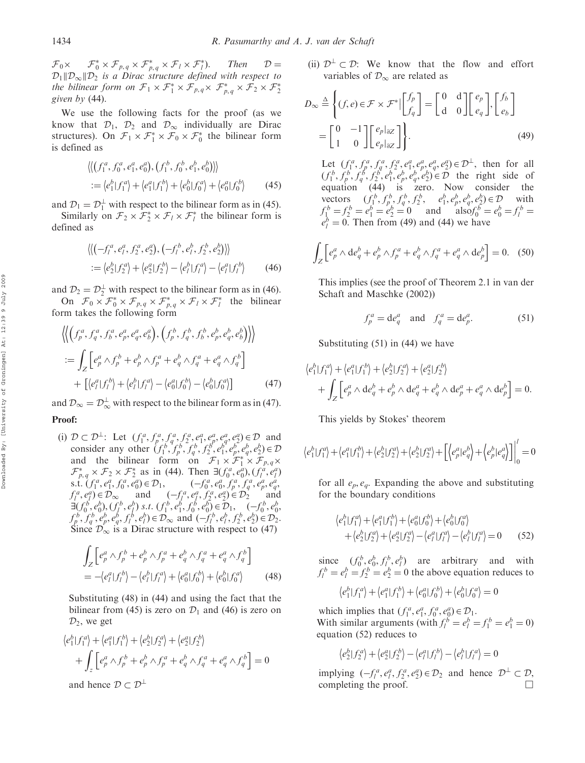$\mathcal{F}_0 \times \quad \mathcal{F}_0^* \times \mathcal{F}_{p,q} \times \mathcal{F}_{p,q}^* \times \mathcal{F}_l \times \mathcal{F}_l^*$). *Then* $\mathcal{D} = \mathcal{D}_1 \| \mathcal{D}_\infty \| \mathcal{D}_2$ *is a Dirac structure defined with respect to the bilinear form on* $\mathcal{F}_1 \times \mathcal{F}_1^* \times \mathcal{F}_{p,q} \times \mathcal{F}_{p,q}^* \times \mathcal{F}_2 \times \mathcal{F}_2^*$ *given by* (44).

We use the following facts for the proof (as we know that $\mathcal{D}_1$, $\mathcal{D}_2$ and $\mathcal{D}_\infty$ individually are Dirac structures). On $\mathcal{F}_1 \times \mathcal{F}_1^* \times \mathcal{F}_0 \times \mathcal{F}_0^*$ the bilinear form is defined as

$$\langle\langle (f_1^a, f_0^a, e_1^a, e_0^a), (f_1^b, f_0^b, e_1^b, e_0^b) \rangle\rangle := \langle e_1^b | f_1^a \rangle + \langle e_1^a | f_1^b \rangle + \langle e_0^b | f_0^a \rangle + \langle e_0^a | f_0^b \rangle \tag{45}$$

and $\mathcal{D}_1 = \mathcal{D}_1^\perp$ with respect to the bilinear form as in (45).

Similarly on $\mathcal{F}_2 \times \mathcal{F}_2^* \times \mathcal{F}_l \times \mathcal{F}_l^*$ the bilinear form is defined as

$$\langle\langle (-f_l^a, e_l^a, f_2^a, e_2^a), (-f_l^b, e_l^b, f_2^b, e_2^b) \rangle\rangle := \langle e_2^b | f_2^a \rangle + \langle e_2^a | f_2^b \rangle - \langle e_l^b | f_l^a \rangle - \langle e_l^a | f_l^b \rangle \tag{46}$$

and $\mathcal{D}_2 = \mathcal{D}_2^\perp$ with respect to the bilinear form as in (46).

On $\mathcal{F}_0 \times \mathcal{F}_0^* \times \mathcal{F}_{p,q} \times \mathcal{F}_{p,q}^* \times \mathcal{F}_l \times \mathcal{F}_l^*$ the bilinear form takes the following form

$$\begin{aligned}
&\left\langle\left\langle \left(f_p^a, f_q^a, f_b^a, e_p^a, e_q^a, e_b^a\right), \left(f_p^b, f_q^b, f_b^b, e_p^b, e_q^b, e_b^b\right) \right\rangle\right\rangle \\
&:= \int_Z \left[ e_p^a \wedge f_p^b + e_p^b \wedge f_p^a + e_q^b \wedge f_q^a + e_q^a \wedge f_q^b \right] \\
&\quad + \left[ \langle e_l^a | f_l^b \rangle + \langle e_l^b | f_l^a \rangle - \langle e_0^a | f_0^b \rangle - \langle e_0^b | f_0^a \rangle \right]
\end{aligned} \tag{47}$$

and $\mathcal{D}_\infty = \mathcal{D}_\infty^\perp$ with respect to the bilinear form as in (47).

**Proof:**

(i) $\mathcal{D} \subset \mathcal{D}^\perp$: Let $(f_1^a, f_p^a, f_q^a, f_2^a, e_1^a, e_p^a, e_q^a, e_2^a) \in \mathcal{D}$ and consider any other $(f_1^b, f_p^b, f_q^b, f_2^b, e_1^b, e_p^b, e_q^b, e_2^b) \in \mathcal{D}$ and the bilinear form on $\mathcal{F}_1 \times \mathcal{F}_1^* \times \mathcal{F}_{p,q} \times \mathcal{F}_{p,q}^* \times \mathcal{F}_2 \times \mathcal{F}_2^*$ as in (44). Then $\exists (f_0^a, e_0^a), (f_l^a, e_l^a)$ s.t. $(f_1^a, e_1^a, f_0^a, e_0^a) \in \mathcal{D}_1$, $(-f_0^a, e_0^a, f_p^a, f_q^a, e_p^a, e_q^a, f_l^a, e_l^a) \in \mathcal{D}_\infty$ and $(-f_l^a, e_l^a, f_2^a, e_2^a) \in \mathcal{D}_2$ and $\exists (f_0^b, e_0^b), (f_l^b, e_l^b)$ *s.t.* $(f_1^b, e_1^b, f_0^b, e_0^b) \in \mathcal{D}_1$, $(-f_0^b, e_0^b, f_p^b, f_q^b, e_p^b, e_q^b, f_l^b, e_l^b) \in \mathcal{D}_\infty$ and $(-f_l^b, e_l^b, f_2^b, e_2^b) \in \mathcal{D}_2$. Since $\mathcal{D}_\infty$ is a Dirac structure with respect to (47)

$$\begin{aligned}
&\int_Z \left[ e_p^a \wedge f_p^b + e_p^b \wedge f_p^a + e_q^b \wedge f_q^a + e_q^a \wedge f_q^b \right] \\
&= -\langle e_l^a | f_l^b \rangle - \langle e_l^b | f_l^a \rangle + \langle e_0^a | f_0^b \rangle + \langle e_0^b | f_0^a \rangle
\end{aligned} \tag{48}$$

Substituting (48) in (44) and using the fact that the bilinear from (45) is zero on $\mathcal{D}_1$ and (46) is zero on $\mathcal{D}_2$, we get

$$\begin{aligned}
&\langle e_1^b | f_1^a \rangle + \langle e_1^a | f_1^b \rangle + \langle e_2^b | f_2^a \rangle + \langle e_2^a | f_2^b \rangle \\
&+ \int_z \left[ e_p^a \wedge f_p^b + e_p^b \wedge f_p^a + e_q^b \wedge f_q^a + e_q^a \wedge f_q^b \right] = 0
\end{aligned}$$

and hence $\mathcal{D} \subset \mathcal{D}^\perp$

(ii) $\mathcal{D}^\perp \subset \mathcal{D}$: We know that the flow and effort variables of $\mathcal{D}_\infty$ are related as

$$\begin{aligned}
D_\infty &\overset{\Delta}{=} \left\{ (f, e) \in \mathcal{F} \times \mathcal{F}^* \,\middle|\, \begin{bmatrix} f_p \\ f_q \end{bmatrix} = \begin{bmatrix} 0 & \mathrm{d} \\ \mathrm{d} & 0 \end{bmatrix} \begin{bmatrix} e_p \\ e_q \end{bmatrix}, \begin{bmatrix} f_b \\ e_b \end{bmatrix} \right. \\
&\left. = \begin{bmatrix} 0 & -1 \\ 1 & 0 \end{bmatrix} \begin{bmatrix} e_p|_{\partial Z} \\ e_p|_{\partial Z} \end{bmatrix} \right\}.
\end{aligned} \tag{49}$$

Let $(f_1^a, f_p^a, f_q^a, f_2^a, e_1^a, e_p^a, e_q^a, e_2^a) \in \mathcal{D}^\perp$, then for all $(f_1^b, f_p^b, f_q^b, f_2^b, e_1^b, e_p^b, e_q^b, e_2^b) \in \mathcal{D}$ the right side of equation (44) is zero. Now consider the vectors $(f_1^b, f_p^b, f_q^b, f_2^b, \quad e_1^b, e_p^b, e_q^b, e_2^b) \in \mathcal{D}$ with $f_1^b = f_2^b = e_1^b = e_2^b = 0$ and also $f_0^b = e_0^b = f_l^b = e_l^b = 0$. Then from (49) and (44) we have

$$\int_Z \left[ e_p^a \wedge \mathrm{d}e_q^b + e_p^b \wedge f_p^a + e_q^b \wedge f_q^a + e_q^a \wedge \mathrm{d}e_p^b \right] = 0. \tag{50}$$

This implies (see the proof of Theorem 2.1 in van der Schaft and Maschke (2002))

$$f_p^a = \mathrm{d}e_q^a \quad \text{and} \quad f_q^a = \mathrm{d}e_p^a. \tag{51}$$

Substituting (51) in (44) we have

$$\begin{aligned}
&\langle e_1^b | f_1^a \rangle + \langle e_1^a | f_1^b \rangle + \langle e_2^b | f_2^a \rangle + \langle e_2^a | f_2^b \rangle \\
&+ \int_Z \left[ e_p^a \wedge \mathrm{d}e_q^b + e_p^b \wedge \mathrm{d}e_q^a + e_q^b \wedge \mathrm{d}e_p^a + e_q^a \wedge \mathrm{d}e_p^b \right] = 0.
\end{aligned}$$

This yields by Stokes' theorem

$$\langle e_1^b | f_1^a \rangle + \langle e_1^a | f_1^b \rangle + \langle e_2^b | f_2^a \rangle + \langle e_2^b | f_2^a \rangle + \left[ \left\langle e_p^a | e_q^b \right\rangle + \left\langle e_p^b | e_q^a \right\rangle \right] \Big|_0^l = 0$$

for all $e_p, e_q$. Expanding the above and substituting for the boundary conditions

$$\begin{aligned}
&\langle e_1^b | f_1^a \rangle + \langle e_1^a | f_1^b \rangle + \langle e_0^a | f_0^b \rangle + \langle e_0^b | f_0^a \rangle \\
&+ \langle e_2^b | f_2^a \rangle + \langle e_2^a | f_2^b \rangle - \langle e_l^a | f_l^a \rangle - \langle e_l^b | f_l^a \rangle = 0
\end{aligned} \tag{52}$$

since $(f_0^b, e_0^b, f_l^b, e_l^b)$ are arbitrary and with $f_l^b = e_l^b = f_2^b = e_2^b = 0$ the above equation reduces to

$$\langle e_1^b | f_1^a \rangle + \langle e_1^a | f_1^b \rangle + \langle e_0^a | f_0^b \rangle + \langle e_0^b | f_0^a \rangle = 0$$

which implies that $(f_1^a, e_1^a, f_0^a, e_0^a) \in \mathcal{D}_1$.

With similar arguments (with $f_l^b = e_l^b = f_1^b = e_1^b = 0$) equation (52) reduces to

$$\langle e_2^b | f_2^a \rangle + \langle e_2^a | f_2^b \rangle - \langle e_l^a | f_l^b \rangle - \langle e_l^b | f_l^a \rangle = 0$$

implying $(-f_l^a, e_l^a, f_2^a, e_2^a) \in \mathcal{D}_2$ and hence $\mathcal{D}^\perp \subset \mathcal{D}$, completing the proof. $\square$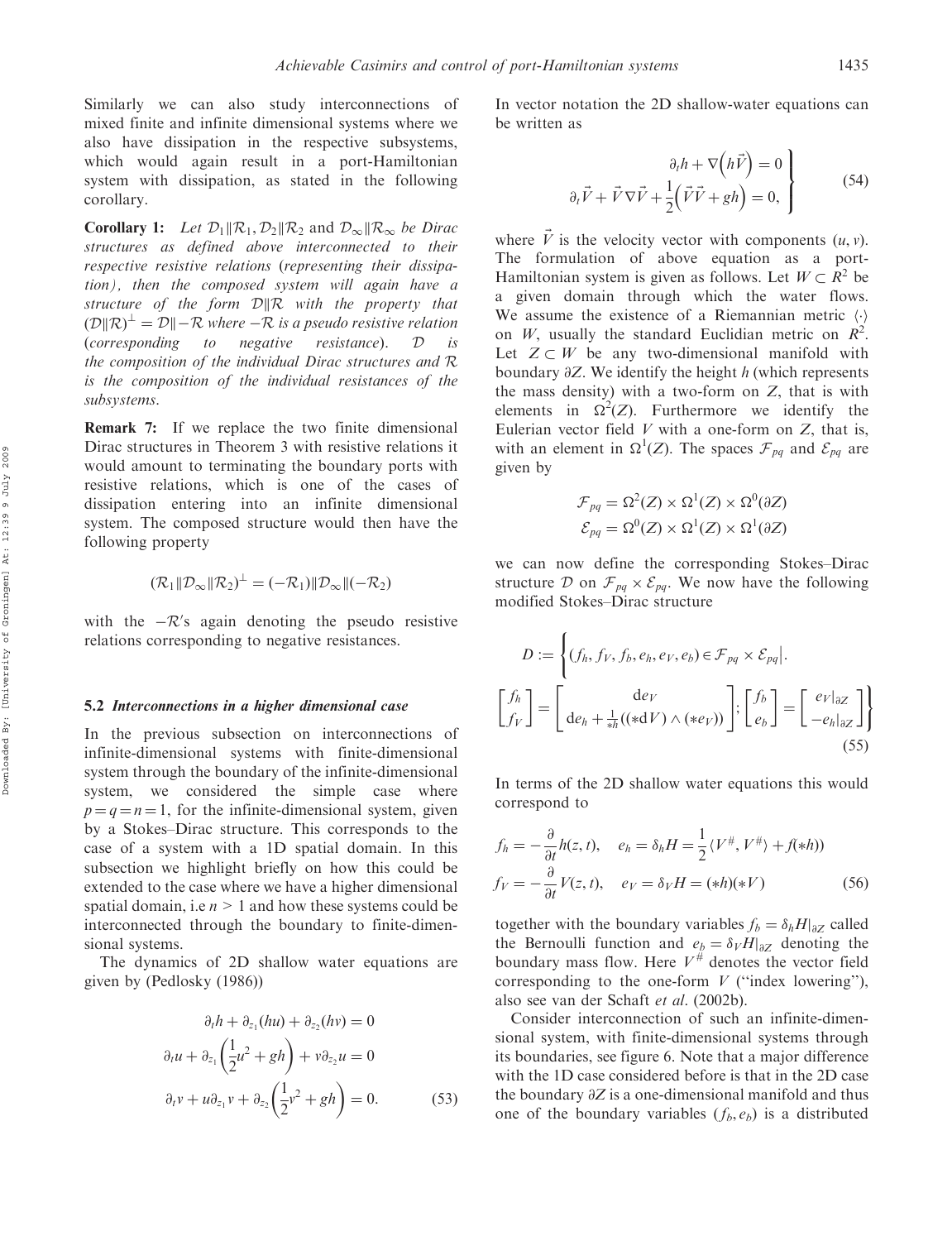Similarly we can also study interconnections of mixed finite and infinite dimensional systems where we also have dissipation in the respective subsystems, which would again result in a port-Hamiltonian system with dissipation, as stated in the following corollary.

**Corollary 1:** *Let $\mathcal{D}_1 \| \mathcal{R}_1, \mathcal{D}_2 \| \mathcal{R}_2$ and $\mathcal{D}_\infty \| \mathcal{R}_\infty$ be Dirac structures as defined above interconnected to their respective resistive relations (representing their dissipation), then the composed system will again have a structure of the form $\mathcal{D} \| \mathcal{R}$ with the property that $(\mathcal{D} \| \mathcal{R})^\perp = \mathcal{D} \| -\mathcal{R}$ where $-\mathcal{R}$ is a pseudo resistive relation (corresponding to negative resistance). $\mathcal{D}$ is the composition of the individual Dirac structures and $\mathcal{R}$ is the composition of the individual resistances of the subsystems.*

**Remark 7:** If we replace the two finite dimensional Dirac structures in Theorem 3 with resistive relations it would amount to terminating the boundary ports with resistive relations, which is one of the cases of dissipation entering into an infinite dimensional system. The composed structure would then have the following property

$$(\mathcal{R}_1 \| \mathcal{D}_\infty \| \mathcal{R}_2)^\perp = (-\mathcal{R}_1) \| \mathcal{D}_\infty \| (-\mathcal{R}_2)$$

with the $-\mathcal{R}$'s again denoting the pseudo resistive relations corresponding to negative resistances.

### 5.2 *Interconnections in a higher dimensional case*

In the previous subsection on interconnections of infinite-dimensional systems with finite-dimensional system through the boundary of the infinite-dimensional system, we considered the simple case where $p = q = n = 1$, for the infinite-dimensional system, given by a Stokes–Dirac structure. This corresponds to the case of a system with a 1D spatial domain. In this subsection we highlight briefly on how this could be extended to the case where we have a higher dimensional spatial domain, i.e $n > 1$ and how these systems could be interconnected through the boundary to finite-dimensional systems.

The dynamics of 2D shallow water equations are given by (Pedlosky (1986))

$$\begin{aligned} \partial_t h + \partial_{z_1}(hu) + \partial_{z_2}(hv) &= 0 \\ \partial_t u + \partial_{z_1}\left(\frac{1}{2}u^2 + gh\right) + v\partial_{z_2} u &= 0 \\ \partial_t v + u\partial_{z_1} v + \partial_{z_2}\left(\frac{1}{2}v^2 + gh\right) &= 0. \end{aligned} \tag{53}$$

In vector notation the 2D shallow-water equations can be written as

$$\left.\begin{aligned} \partial_t h + \nabla\left(h\vec{V}\right) = 0 \\ \partial_t \vec{V} + \vec{V}\nabla\vec{V} + \frac{1}{2}\left(\vec{V}\vec{V} + gh\right) = 0, \end{aligned}\right\} \tag{54}$$

where $\vec{V}$ is the velocity vector with components $(u, v)$. The formulation of above equation as a port-Hamiltonian system is given as follows. Let $W \subset R^2$ be a given domain through which the water flows. We assume the existence of a Riemannian metric $\langle\cdot\rangle$ on $W$, usually the standard Euclidian metric on $R^2$. Let $Z \subset W$ be any two-dimensional manifold with boundary $\partial Z$. We identify the height $h$ (which represents the mass density) with a two-form on $Z$, that is with elements in $\Omega^2(Z)$. Furthermore we identify the Eulerian vector field $V$ with a one-form on $Z$, that is, with an element in $\Omega^1(Z)$. The spaces $\mathcal{F}_{pq}$ and $\mathcal{E}_{pq}$ are given by

$$\begin{aligned} \mathcal{F}_{pq} &= \Omega^2(Z) \times \Omega^1(Z) \times \Omega^0(\partial Z) \\ \mathcal{E}_{pq} &= \Omega^0(Z) \times \Omega^1(Z) \times \Omega^1(\partial Z) \end{aligned}$$

we can now define the corresponding Stokes–Dirac structure $\mathcal{D}$ on $\mathcal{F}_{pq} \times \mathcal{E}_{pq}$. We now have the following modified Stokes–Dirac structure

$$D := \left\{ (f_h, f_V, f_b, e_h, e_V, e_b) \in \mathcal{F}_{pq} \times \mathcal{E}_{pq} \middle| . \begin{bmatrix} f_h \\ f_V \end{bmatrix} = \begin{bmatrix} \mathrm{d}e_V \\ \mathrm{d}e_h + \frac{1}{*h}((*\mathrm{d}V) \wedge (*e_V)) \end{bmatrix}; \begin{bmatrix} f_b \\ e_b \end{bmatrix} = \begin{bmatrix} e_V|_{\partial Z} \\ -e_h|_{\partial Z} \end{bmatrix} \right\} \tag{55}$$

In terms of the 2D shallow water equations this would correspond to

$$\begin{aligned} f_h &= -\frac{\partial}{\partial t}h(z,t), \quad e_h = \delta_h H = \frac{1}{2}\langle V^\#, V^\# \rangle + f(*h)) \\ f_V &= -\frac{\partial}{\partial t}V(z,t), \quad e_V = \delta_V H = (*h)(*V) \end{aligned} \tag{56}$$

together with the boundary variables $f_b = \delta_h H|_{\partial Z}$ called the Bernoulli function and $e_b = \delta_V H|_{\partial Z}$ denoting the boundary mass flow. Here $V^\#$ denotes the vector field corresponding to the one-form $V$ ("index lowering"), also see van der Schaft *et al.* (2002b).

Consider interconnection of such an infinite-dimensional system, with finite-dimensional systems through its boundaries, see figure 6. Note that a major difference with the 1D case considered before is that in the 2D case the boundary $\partial Z$ is a one-dimensional manifold and thus one of the boundary variables $(f_b, e_b)$ is a distributed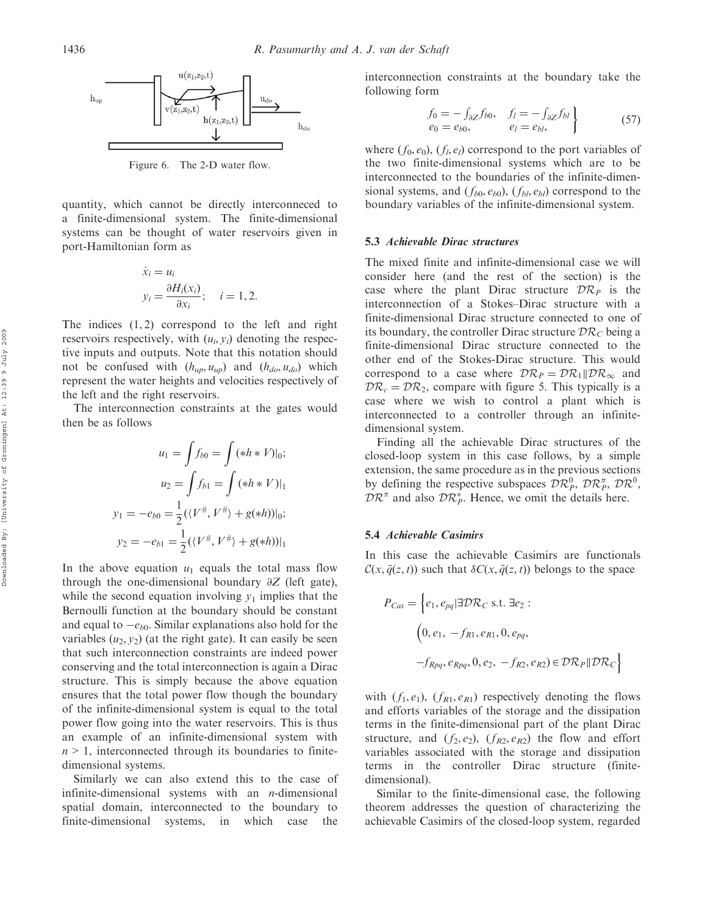Figure 6. The 2-D water flow.

quantity, which cannot be directly interconneced to a finite-dimensional system. The finite-dimensional systems can be thought of water reservoirs given in port-Hamiltonian form as

$$\dot{x}_i = u_i$$
$$y_i = \frac{\partial H_i(x_i)}{\partial x_i}; \quad i = 1, 2.$$

The indices $(1, 2)$ correspond to the left and right reservoirs respectively, with $(u_i, y_i)$ denoting the respective inputs and outputs. Note that this notation should not be confused with $(h_{up}, u_{up})$ and $(h_{do}, u_{do})$ which represent the water heights and velocities respectively of the left and the right reservoirs.

The interconnection constraints at the gates would then be as follows

$$u_1 = \int f_{b0} = \int (*h * V)|_0;$$
$$u_2 = \int f_{b1} = \int (*h * V)|_1$$
$$y_1 = -e_{b0} = \frac{1}{2}(\langle V^{\#}, V^{\#} \rangle + g(*h))|_0;$$
$$y_2 = -e_{b1} = \frac{1}{2}(\langle V^{\#}, V^{\#} \rangle + g(*h))|_1$$

In the above equation $u_1$ equals the total mass flow through the one-dimensional boundary $\partial Z$ (left gate), while the second equation involving $y_1$ implies that the Bernoulli function at the boundary should be constant and equal to $-e_{b0}$. Similar explanations also hold for the variables $(u_2, y_2)$ (at the right gate). It can easily be seen that such interconnection constraints are indeed power conserving and the total interconnection is again a Dirac structure. This is simply because the above equation ensures that the total power flow though the boundary of the infinite-dimensional system is equal to the total power flow going into the water reservoirs. This is thus an example of an infinite-dimensional system with $n > 1$, interconnected through its boundaries to finite-dimensional systems.

Similarly we can also extend this to the case of infinite-dimensional systems with an $n$-dimensional spatial domain, interconnected to the boundary to finite-dimensional systems, in which case the interconnection constraints at the boundary take the following form

$$\left.\begin{array}{ll} f_0 = -\int_{\partial Z} f_{b0}, & f_l = -\int_{\partial Z} f_{bl} \\ e_0 = e_{b0}, & e_l = e_{bl}, \end{array}\right\} \qquad (57)$$

where $(f_0, e_0)$, $(f_l, e_l)$ correspond to the port variables of the two finite-dimensional systems which are to be interconnected to the boundaries of the infinite-dimensional systems, and $(f_{b0}, e_{b0})$, $(f_{bl}, e_{bl})$ correspond to the boundary variables of the infinite-dimensional system.

### 5.3 *Achievable Dirac structures*

The mixed finite and infinite-dimensional case we will consider here (and the rest of the section) is the case where the plant Dirac structure $\mathcal{DR}_P$ is the interconnection of a Stokes–Dirac structure with a finite-dimensional Dirac structure connected to one of its boundary, the controller Dirac structure $\mathcal{DR}_C$ being a finite-dimensional Dirac structure connected to the other end of the Stokes-Dirac structure. This would correspond to a case where $\mathcal{DR}_P = \mathcal{DR}_1 \| \mathcal{DR}_\infty$ and $\mathcal{DR}_c = \mathcal{DR}_2$, compare with figure 5. This typically is a case where we wish to control a plant which is interconnected to a controller through an infinite-dimensional system.

Finding all the achievable Dirac structures of the closed-loop system in this case follows, by a simple extension, the same procedure as in the previous sections by defining the respective subspaces $\mathcal{DR}_P^0$, $\mathcal{DR}_P^\pi$, $\mathcal{DR}^0$, $\mathcal{DR}^\pi$ and also $\mathcal{DR}_P^*$. Hence, we omit the details here.

### 5.4 *Achievable Casimirs*

In this case the achievable Casimirs are functionals $\mathcal{C}(x, \bar{q}(z, t))$ such that $\delta C(x, \bar{q}(z, t))$ belongs to the space

$$P_{Cas} = \Big\{ e_1, e_{pq} | \exists \mathcal{DR}_C \text{ s.t. } \exists e_2 : \Big(0, e_1, -f_{R1}, e_{R1}, 0, e_{pq}, -f_{Rpq}, e_{Rpq}, 0, e_2, -f_{R2}, e_{R2}\Big) \in \mathcal{DR}_P \| \mathcal{DR}_C \Big\}$$

with $(f_1, e_1)$, $(f_{R1}, e_{R1})$ respectively denoting the flows and efforts variables of the storage and the dissipation terms in the finite-dimensional part of the plant Dirac structure, and $(f_2, e_2)$, $(f_{R2}, e_{R2})$ the flow and effort variables associated with the storage and dissipation terms in the controller Dirac structure (finite-dimensional).

Similar to the finite-dimensional case, the following theorem addresses the question of characterizing the achievable Casimirs of the closed-loop system, regarded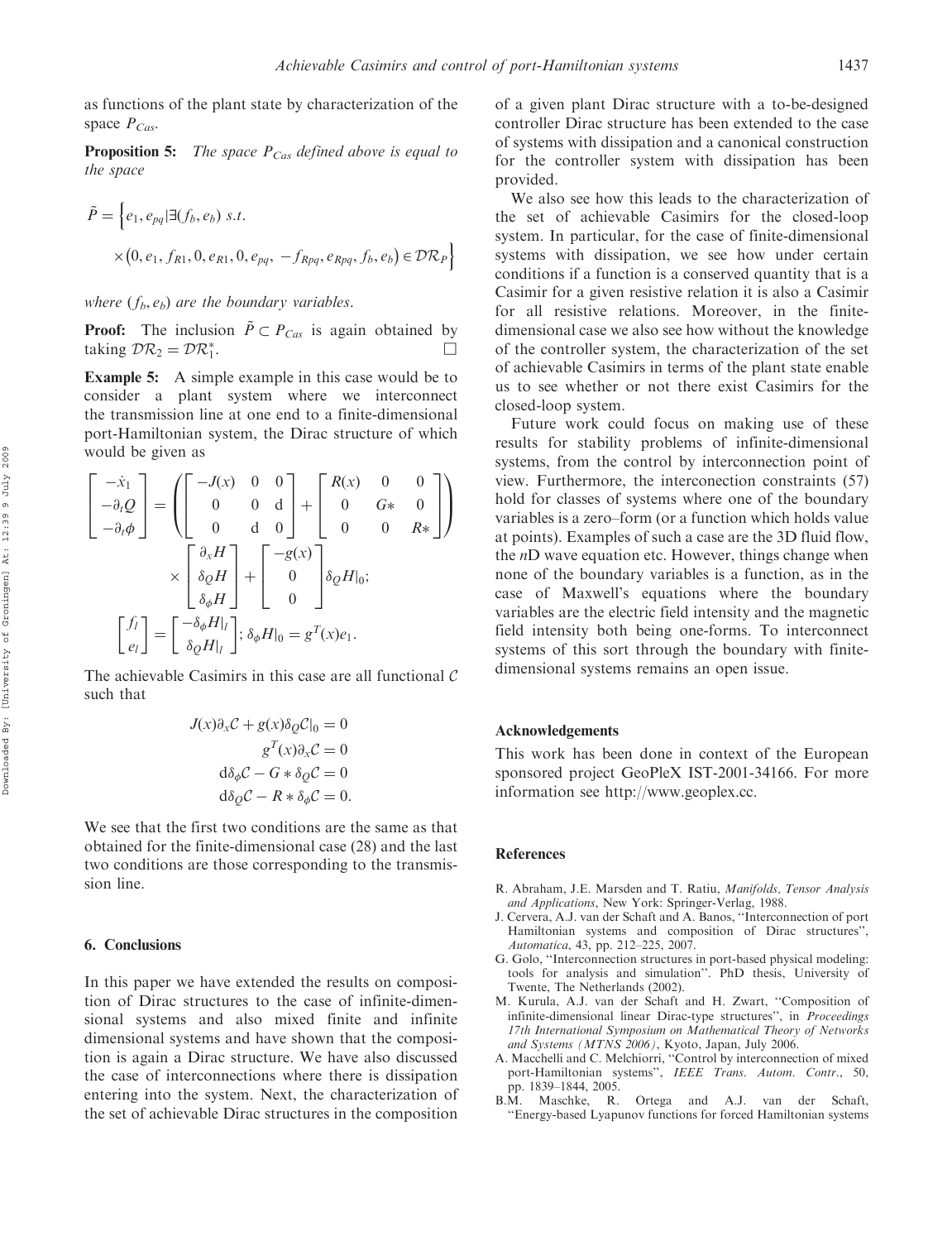as functions of the plant state by characterization of the space $P_{Cas}$.

**Proposition 5:** *The space $P_{Cas}$ defined above is equal to the space*

$$\tilde{P} = \Big\{ e_1, e_{pq} | \exists (f_b, e_b) \ s.t.$$
$$\times \big(0, e_1, f_{R1}, 0, e_{R1}, 0, e_{pq}, -f_{Rpq}, e_{Rpq}, f_b, e_b\big) \in \mathcal{DR}_P \Big\}$$

*where $(f_b, e_b)$ are the boundary variables.*

**Proof:** The inclusion $\tilde{P} \subset P_{Cas}$ is again obtained by taking $\mathcal{DR}_2 = \mathcal{DR}_1^*$. □

**Example 5:** A simple example in this case would be to consider a plant system where we interconnect the transmission line at one end to a finite-dimensional port-Hamiltonian system, the Dirac structure of which would be given as

$$\begin{bmatrix} -\dot{x}_1 \\ -\partial_t Q \\ -\partial_t \phi \end{bmatrix} = \left( \begin{bmatrix} -J(x) & 0 & 0 \\ 0 & 0 & \mathrm{d} \\ 0 & \mathrm{d} & 0 \end{bmatrix} + \begin{bmatrix} R(x) & 0 & 0 \\ 0 & G* & 0 \\ 0 & 0 & R* \end{bmatrix} \right) \times \begin{bmatrix} \partial_x H \\ \delta_Q H \\ \delta_\phi H \end{bmatrix} + \begin{bmatrix} -g(x) \\ 0 \\ 0 \end{bmatrix} \delta_Q H|_0;$$

$$\begin{bmatrix} f_l \\ e_l \end{bmatrix} = \begin{bmatrix} -\delta_\phi H|_l \\ \delta_Q H|_l \end{bmatrix}; \ \delta_\phi H|_0 = g^T(x) e_1.$$

The achievable Casimirs in this case are all functional $\mathcal{C}$ such that

$$J(x)\partial_x \mathcal{C} + g(x)\delta_Q \mathcal{C}|_0 = 0$$
$$g^T(x)\partial_x \mathcal{C} = 0$$
$$\mathrm{d}\delta_\phi \mathcal{C} - G * \delta_Q \mathcal{C} = 0$$
$$\mathrm{d}\delta_Q \mathcal{C} - R * \delta_\phi \mathcal{C} = 0.$$

We see that the first two conditions are the same as that obtained for the finite-dimensional case (28) and the last two conditions are those corresponding to the transmission line.

## 6. Conclusions

In this paper we have extended the results on composition of Dirac structures to the case of infinite-dimensional systems and also mixed finite and infinite dimensional systems and have shown that the composition is again a Dirac structure. We have also discussed the case of interconnections where there is dissipation entering into the system. Next, the characterization of the set of achievable Dirac structures in the composition of a given plant Dirac structure with a to-be-designed controller Dirac structure has been extended to the case of systems with dissipation and a canonical construction for the controller system with dissipation has been provided.

We also see how this leads to the characterization of the set of achievable Casimirs for the closed-loop system. In particular, for the case of finite-dimensional systems with dissipation, we see how under certain conditions if a function is a conserved quantity that is a Casimir for a given resistive relation it is also a Casimir for all resistive relations. Moreover, in the finite-dimensional case we also see how without the knowledge of the controller system, the characterization of the set of achievable Casimirs in terms of the plant state enable us to see whether or not there exist Casimirs for the closed-loop system.

Future work could focus on making use of these results for stability problems of infinite-dimensional systems, from the control by interconnection point of view. Furthermore, the interconection constraints (57) hold for classes of systems where one of the boundary variables is a zero–form (or a function which holds value at points). Examples of such a case are the 3D fluid flow, the $n$D wave equation etc. However, things change when none of the boundary variables is a function, as in the case of Maxwell's equations where the boundary variables are the electric field intensity and the magnetic field intensity both being one-forms. To interconnect systems of this sort through the boundary with finite-dimensional systems remains an open issue.

### Acknowledgements

This work has been done in context of the European sponsored project GeoPleX IST-2001-34166. For more information see http://www.geoplex.cc.

### References

R. Abraham, J.E. Marsden and T. Ratiu, *Manifolds, Tensor Analysis and Applications*, New York: Springer-Verlag, 1988.

J. Cervera, A.J. van der Schaft and A. Banos, "Interconnection of port Hamiltonian systems and composition of Dirac structures", *Automatica*, 43, pp. 212–225, 2007.

G. Golo, "Interconnection structures in port-based physical modeling: tools for analysis and simulation". PhD thesis, University of Twente, The Netherlands (2002).

M. Kurula, A.J. van der Schaft and H. Zwart, "Composition of infinite-dimensional linear Dirac-type structures", in *Proceedings 17th International Symposium on Mathematical Theory of Networks and Systems (MTNS 2006)*, Kyoto, Japan, July 2006.

A. Macchelli and C. Melchiorri, "Control by interconnection of mixed port-Hamiltonian systems", *IEEE Trans. Autom. Contr.*, 50, pp. 1839–1844, 2005.

B.M. Maschke, R. Ortega and A.J. van der Schaft, "Energy-based Lyapunov functions for forced Hamiltonian systems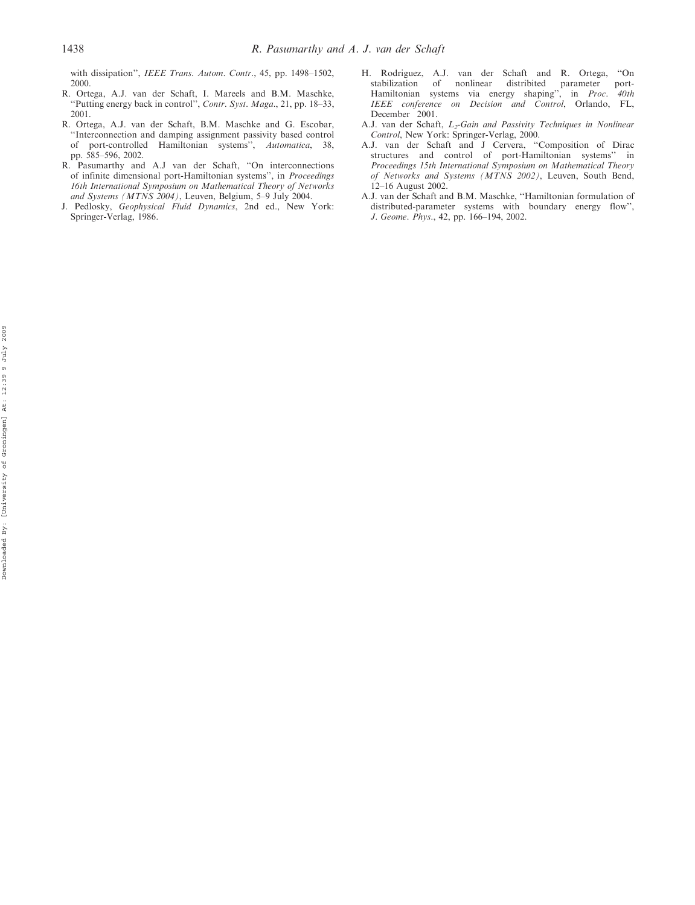with dissipation", *IEEE Trans. Autom. Contr.*, 45, pp. 1498–1502, 2000.

R. Ortega, A.J. van der Schaft, I. Mareels and B.M. Maschke, "Putting energy back in control", *Contr. Syst. Maga.*, 21, pp. 18–33, 2001.

R. Ortega, A.J. van der Schaft, B.M. Maschke and G. Escobar, "Interconnection and damping assignment passivity based control of port-controlled Hamiltonian systems", *Automatica*, 38, pp. 585–596, 2002.

R. Pasumarthy and A.J van der Schaft, "On interconnections of infinite dimensional port-Hamiltonian systems", in *Proceedings 16th International Symposium on Mathematical Theory of Networks and Systems (MTNS 2004)*, Leuven, Belgium, 5–9 July 2004.

J. Pedlosky, *Geophysical Fluid Dynamics*, 2nd ed., New York: Springer-Verlag, 1986.

H. Rodriguez, A.J. van der Schaft and R. Ortega, "On stabilization of nonlinear distribited parameter port-Hamiltonian systems via energy shaping", in *Proc. 40th IEEE conference on Decision and Control*, Orlando, FL, December 2001.

A.J. van der Schaft, *$L_2$-Gain and Passivity Techniques in Nonlinear Control*, New York: Springer-Verlag, 2000.

A.J. van der Schaft and J Cervera, "Composition of Dirac structures and control of port-Hamiltonian systems" in *Proceedings 15th International Symposium on Mathematical Theory of Networks and Systems (MTNS 2002)*, Leuven, South Bend, 12–16 August 2002.

A.J. van der Schaft and B.M. Maschke, "Hamiltonian formulation of distributed-parameter systems with boundary energy flow", *J. Geome. Phys.*, 42, pp. 166–194, 2002.